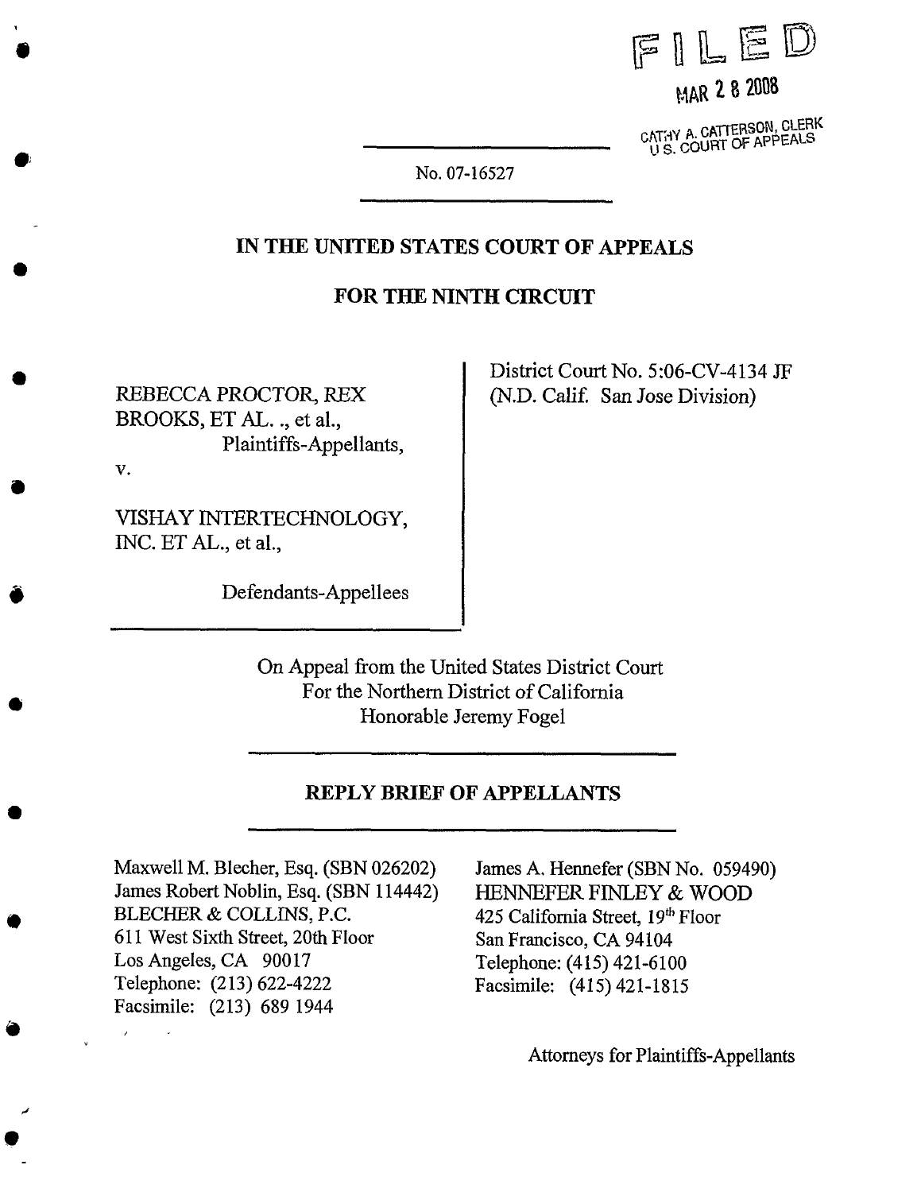FILED

MAR 2 8 2008

CATHY A. CATTERSON, CLERK
U.S. COURT OF APPEALS

No. 07-16527

## IN THE UNITED STATES COURT OF APPEALS

## FOR THE NINTH CIRCUIT

REBECCA PROCTOR, REX BROOKS, ET AL. ., et al.,
Plaintiffs-Appellants,

v.

VISHAY INTERTECHNOLOGY, INC. ET AL., et al.,

Defendants-Appellees

District Court No. 5:06-CV-4134 JF
(N.D. Calif. San Jose Division)

On Appeal from the United States District Court
For the Northern District of California
Honorable Jeremy Fogel

## REPLY BRIEF OF APPELLANTS

Maxwell M. Blecher, Esq. (SBN 026202)
James Robert Noblin, Esq. (SBN 114442)
BLECHER & COLLINS, P.C.
611 West Sixth Street, 20th Floor
Los Angeles, CA 90017
Telephone: (213) 622-4222
Facsimile: (213) 689 1944

James A. Hennefer (SBN No. 059490)
HENNEFER FINLEY & WOOD
425 California Street, 19th Floor
San Francisco, CA 94104
Telephone: (415) 421-6100
Facsimile: (415) 421-1815

Attorneys for Plaintiffs-Appellants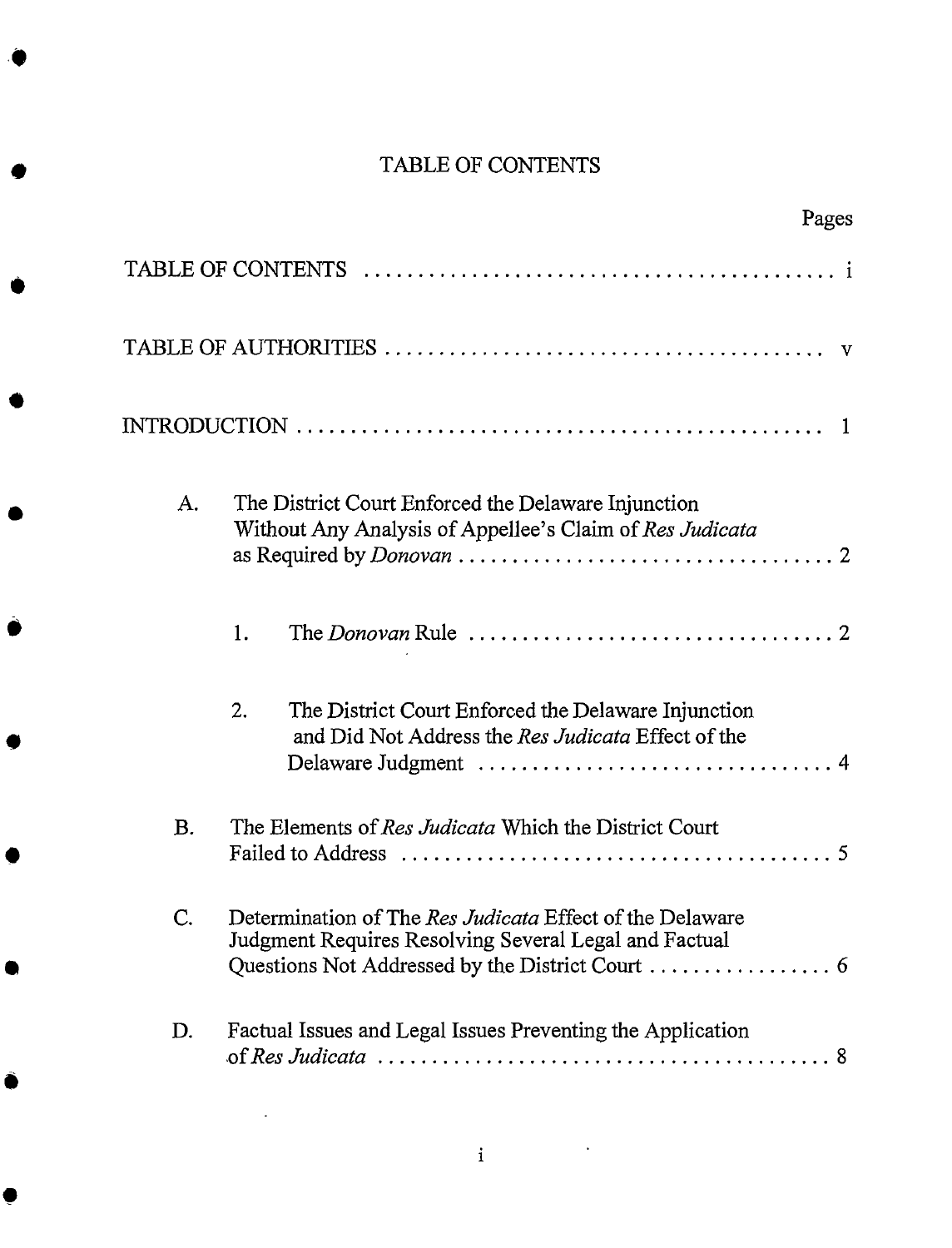# TABLE OF CONTENTS

| | Pages |
|---|---|
| TABLE OF CONTENTS | i |
| TABLE OF AUTHORITIES | v |
| INTRODUCTION | 1 |
| A. The District Court Enforced the Delaware Injunction Without Any Analysis of Appellee's Claim of *Res Judicata* as Required by *Donovan* | 2 |
| 1. The *Donovan* Rule | 2 |
| 2. The District Court Enforced the Delaware Injunction and Did Not Address the *Res Judicata* Effect of the Delaware Judgment | 4 |
| B. The Elements of *Res Judicata* Which the District Court Failed to Address | 5 |
| C. Determination of The *Res Judicata* Effect of the Delaware Judgment Requires Resolving Several Legal and Factual Questions Not Addressed by the District Court | 6 |
| D. Factual Issues and Legal Issues Preventing the Application of *Res Judicata* | 8 |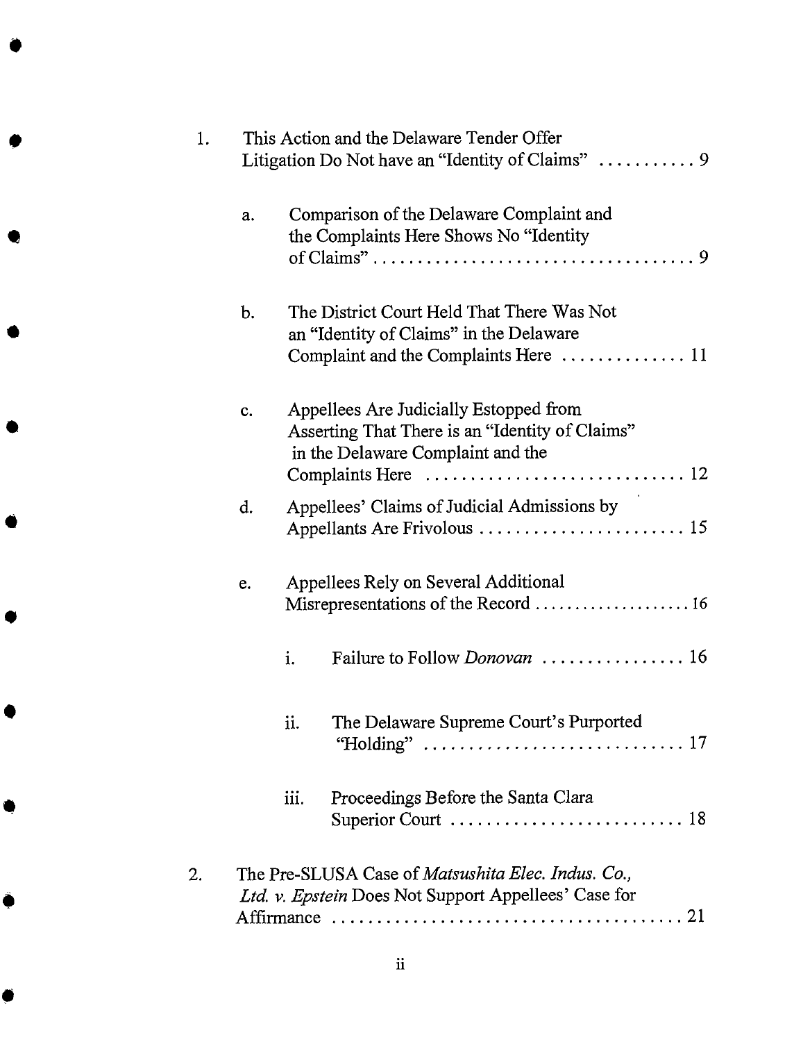1. This Action and the Delaware Tender Offer Litigation Do Not have an "Identity of Claims" . . . . . . . . . . . 9

   a. Comparison of the Delaware Complaint and the Complaints Here Shows No "Identity of Claims" . . . . . . . . . . . . . . . . . . . . . . . . . . . . . . . . . . 9

   b. The District Court Held That There Was Not an "Identity of Claims" in the Delaware Complaint and the Complaints Here . . . . . . . . . . . . . . 11

   c. Appellees Are Judicially Estopped from Asserting That There is an "Identity of Claims" in the Delaware Complaint and the Complaints Here . . . . . . . . . . . . . . . . . . . . . . . . . . . . 12

   d. Appellees' Claims of Judicial Admissions by Appellants Are Frivolous . . . . . . . . . . . . . . . . . . . . . . . 15

   e. Appellees Rely on Several Additional Misrepresentations of the Record . . . . . . . . . . . . . . . . . . . 16

      i. Failure to Follow *Donovan* . . . . . . . . . . . . . . . . 16

      ii. The Delaware Supreme Court's Purported "Holding" . . . . . . . . . . . . . . . . . . . . . . . . . . . . . 17

      iii. Proceedings Before the Santa Clara Superior Court . . . . . . . . . . . . . . . . . . . . . . . . . . 18

2. The Pre-SLUSA Case of *Matsushita Elec. Indus. Co., Ltd. v. Epstein* Does Not Support Appellees' Case for Affirmance . . . . . . . . . . . . . . . . . . . . . . . . . . . . . . . . . . . . . . 21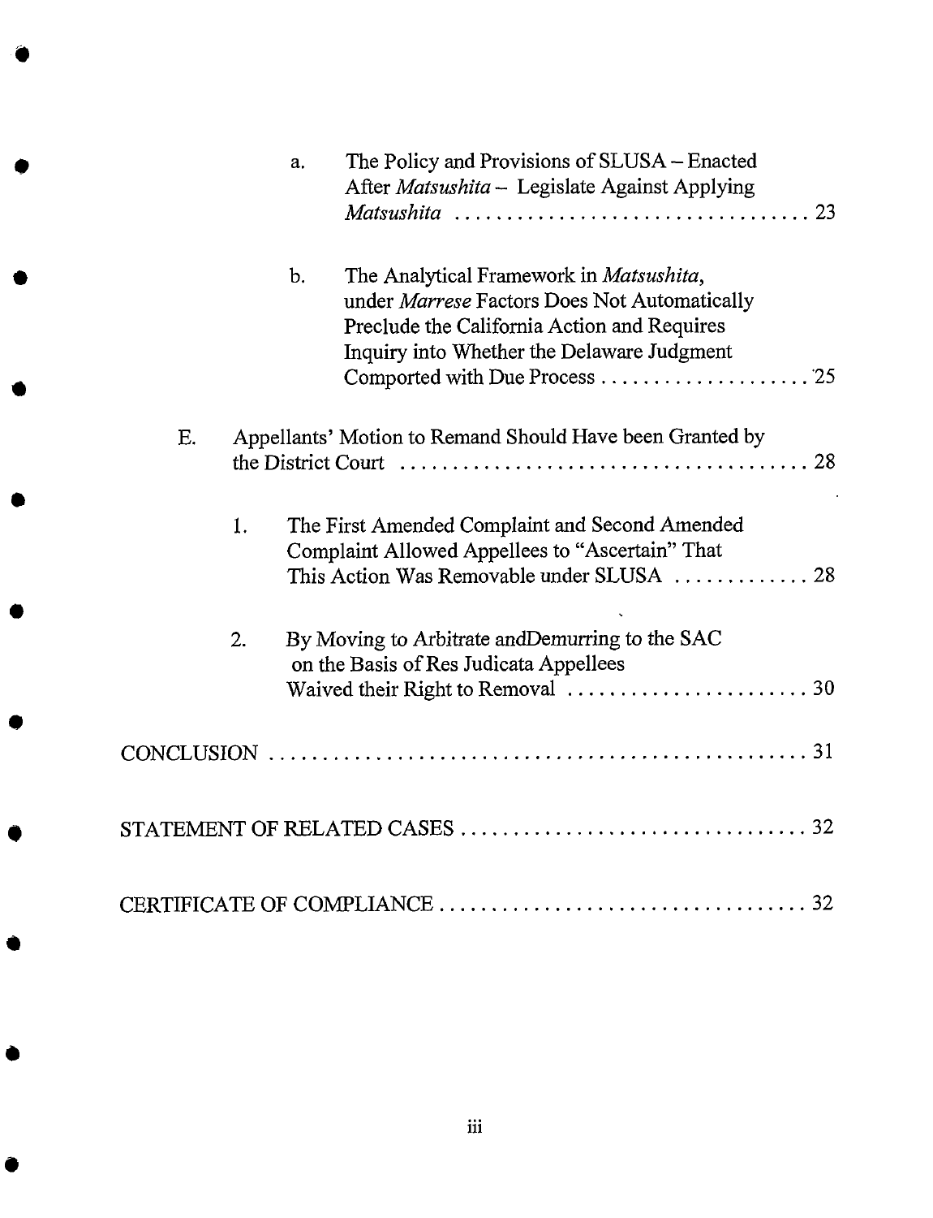a. The Policy and Provisions of SLUSA – Enacted After *Matsushita* – Legislate Against Applying *Matsushita* . . . . . . . . . . . . . . . . . . . . . . . . . . . . . . . . . 23

b. The Analytical Framework in *Matsushita*, under *Marrese* Factors Does Not Automatically Preclude the California Action and Requires Inquiry into Whether the Delaware Judgment Comported with Due Process . . . . . . . . . . . . . . . . . . . . 25

E. Appellants' Motion to Remand Should Have been Granted by the District Court . . . . . . . . . . . . . . . . . . . . . . . . . . . . . . . . . . . . . . . 28

1. The First Amended Complaint and Second Amended Complaint Allowed Appellees to "Ascertain" That This Action Was Removable under SLUSA . . . . . . . . . . . . . 28

2. By Moving to Arbitrate andDemurring to the SAC on the Basis of Res Judicata Appellees Waived their Right to Removal . . . . . . . . . . . . . . . . . . . . . . . 30

CONCLUSION . . . . . . . . . . . . . . . . . . . . . . . . . . . . . . . . . . . . . . . . . . . . . . . . . . 31

STATEMENT OF RELATED CASES . . . . . . . . . . . . . . . . . . . . . . . . . . . . . . . . 32

CERTIFICATE OF COMPLIANCE . . . . . . . . . . . . . . . . . . . . . . . . . . . . . . . . . . 32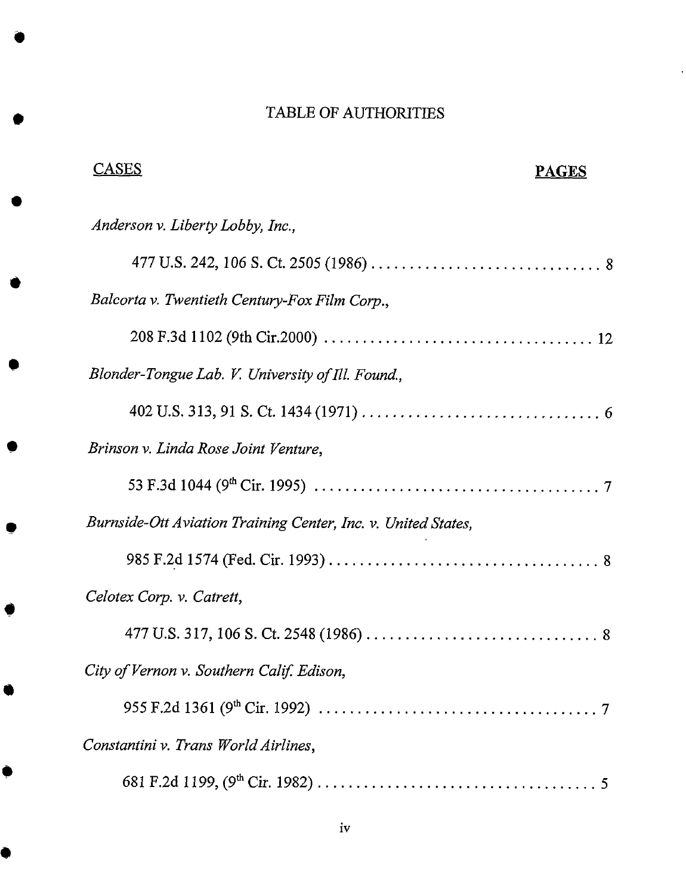# TABLE OF AUTHORITIES

CASES **PAGES**

*Anderson v. Liberty Lobby, Inc.*,

477 U.S. 242, 106 S. Ct. 2505 (1986) . . . . . . . . . . . . . . . . . . . . . . . . . . . . . 8

*Balcorta v. Twentieth Century-Fox Film Corp.*,

208 F.3d 1102 (9th Cir.2000) . . . . . . . . . . . . . . . . . . . . . . . . . . . . . . . . . . 12

*Blonder-Tongue Lab. V. University of Ill. Found.*,

402 U.S. 313, 91 S. Ct. 1434 (1971) . . . . . . . . . . . . . . . . . . . . . . . . . . . . . . 6

*Brinson v. Linda Rose Joint Venture*,

53 F.3d 1044 (9th Cir. 1995) . . . . . . . . . . . . . . . . . . . . . . . . . . . . . . . . . . . 7

*Burnside-Ott Aviation Training Center, Inc. v. United States*,

985 F.2d 1574 (Fed. Cir. 1993) . . . . . . . . . . . . . . . . . . . . . . . . . . . . . . . . . 8

*Celotex Corp. v. Catrett*,

477 U.S. 317, 106 S. Ct. 2548 (1986) . . . . . . . . . . . . . . . . . . . . . . . . . . . . . 8

*City of Vernon v. Southern Calif. Edison*,

955 F.2d 1361 (9th Cir. 1992) . . . . . . . . . . . . . . . . . . . . . . . . . . . . . . . . . . 7

*Constantini v. Trans World Airlines*,

681 F.2d 1199, (9th Cir. 1982) . . . . . . . . . . . . . . . . . . . . . . . . . . . . . . . . . . 5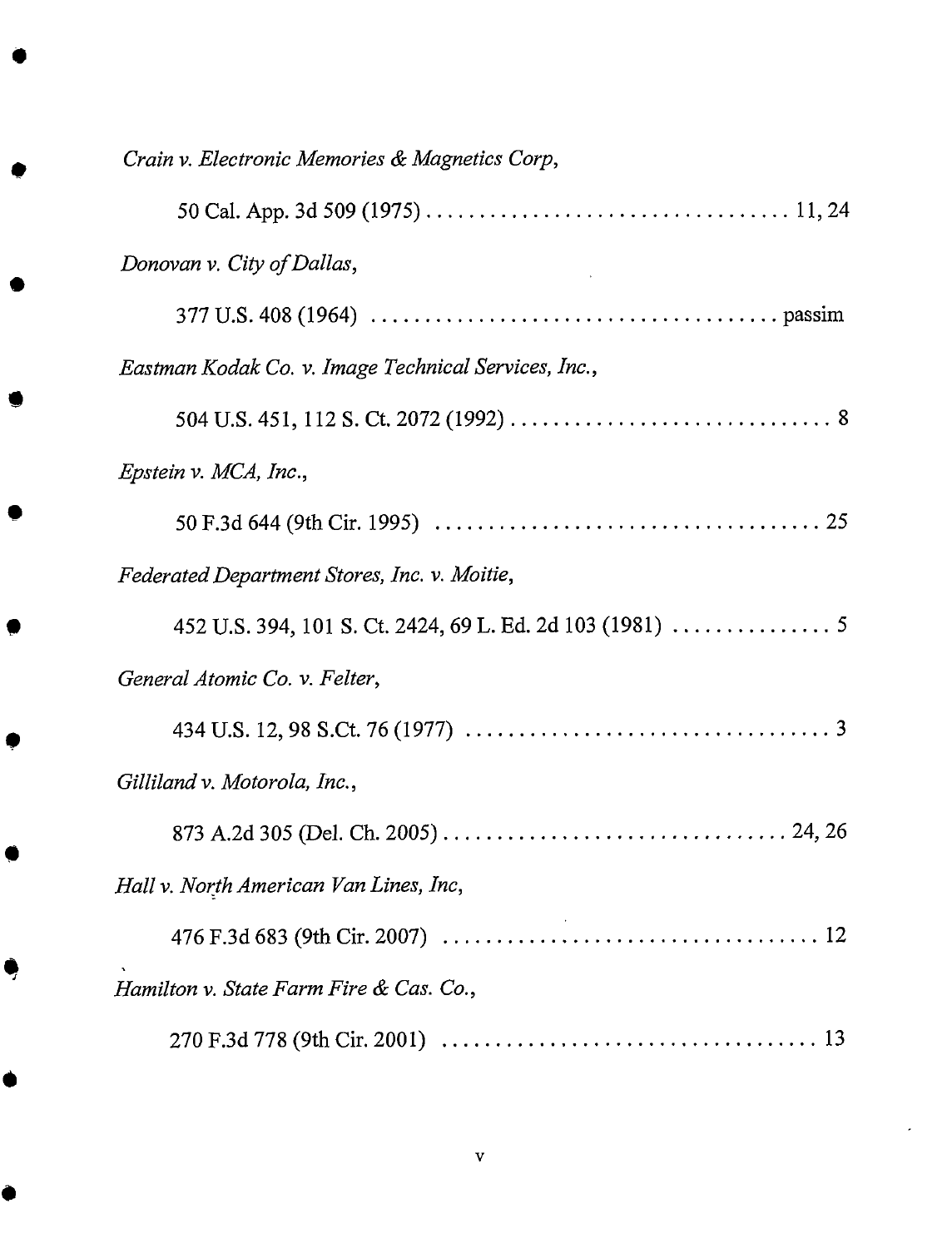*Crain v. Electronic Memories & Magnetics Corp,*

50 Cal. App. 3d 509 (1975) .................................. 11, 24

*Donovan v. City of Dallas,*

377 U.S. 408 (1964) ...................................... passim

*Eastman Kodak Co. v. Image Technical Services, Inc.,*

504 U.S. 451, 112 S. Ct. 2072 (1992) ............................... 8

*Epstein v. MCA, Inc.,*

50 F.3d 644 (9th Cir. 1995) .................................... 25

*Federated Department Stores, Inc. v. Moitie,*

452 U.S. 394, 101 S. Ct. 2424, 69 L. Ed. 2d 103 (1981) ............... 5

*General Atomic Co. v. Felter,*

434 U.S. 12, 98 S.Ct. 76 (1977) .................................. 3

*Gilliland v. Motorola, Inc.,*

873 A.2d 305 (Del. Ch. 2005) ................................ 24, 26

*Hall v. North American Van Lines, Inc,*

476 F.3d 683 (9th Cir. 2007) ................................... 12

*Hamilton v. State Farm Fire & Cas. Co.,*

270 F.3d 778 (9th Cir. 2001) ................................... 13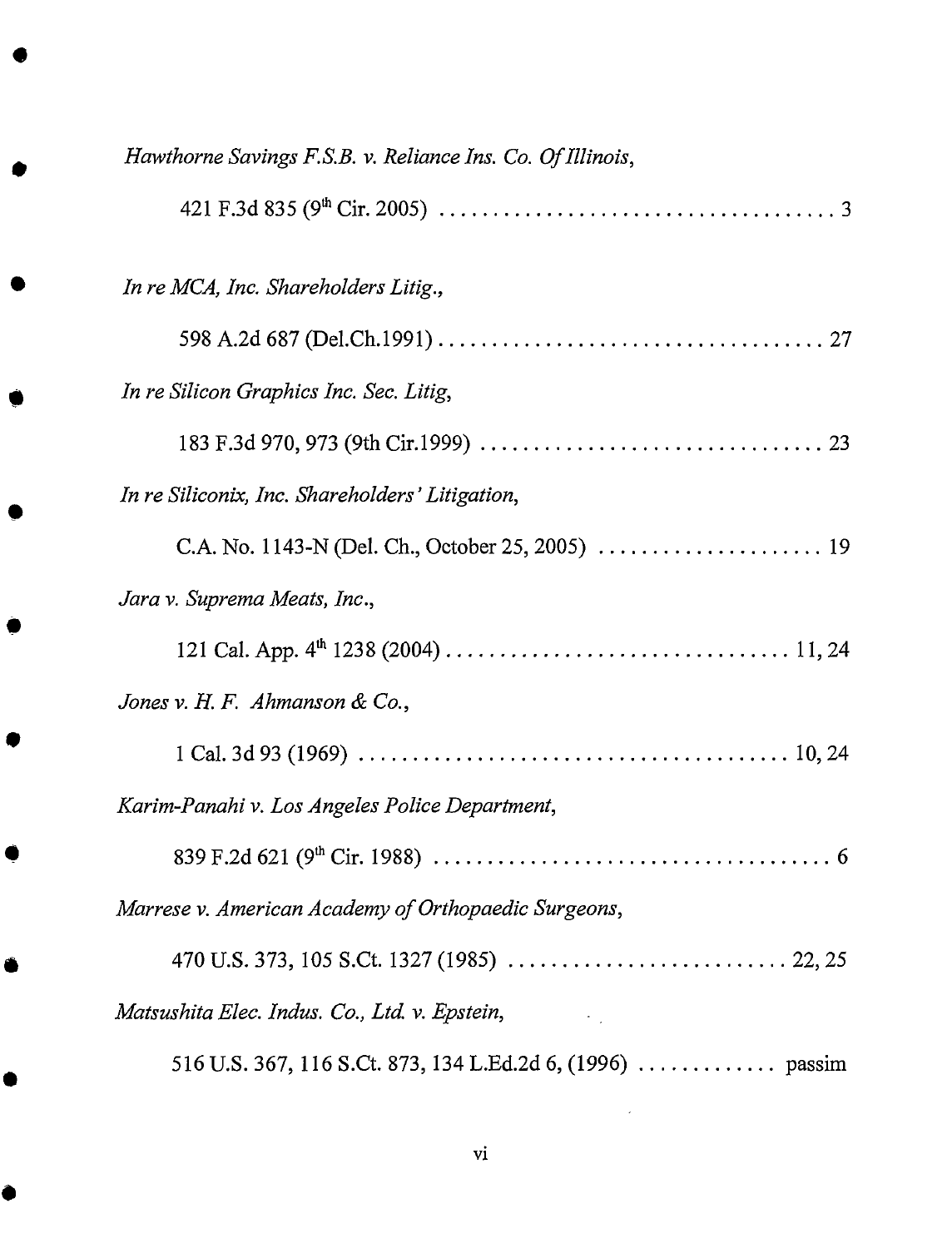*Hawthorne Savings F.S.B. v. Reliance Ins. Co. Of Illinois*,

421 F.3d 835 (9th Cir. 2005) . . . . . . . . . . . . . . . . . . . . . . . . . . . . . . . . . . . . 3

*In re MCA, Inc. Shareholders Litig.*,

598 A.2d 687 (Del.Ch.1991) . . . . . . . . . . . . . . . . . . . . . . . . . . . . . . . . . . . 27

*In re Silicon Graphics Inc. Sec. Litig*,

183 F.3d 970, 973 (9th Cir.1999) . . . . . . . . . . . . . . . . . . . . . . . . . . . . . . . 23

*In re Siliconix, Inc. Shareholders' Litigation*,

C.A. No. 1143-N (Del. Ch., October 25, 2005) . . . . . . . . . . . . . . . . . . . . . 19

*Jara v. Suprema Meats, Inc.*,

121 Cal. App. 4th 1238 (2004) . . . . . . . . . . . . . . . . . . . . . . . . . . . . . . . 11, 24

*Jones v. H. F. Ahmanson & Co.*,

1 Cal. 3d 93 (1969) . . . . . . . . . . . . . . . . . . . . . . . . . . . . . . . . . . . . . . . 10, 24

*Karim-Panahi v. Los Angeles Police Department*,

839 F.2d 621 (9th Cir. 1988) . . . . . . . . . . . . . . . . . . . . . . . . . . . . . . . . . . . . 6

*Marrese v. American Academy of Orthopaedic Surgeons*,

470 U.S. 373, 105 S.Ct. 1327 (1985) . . . . . . . . . . . . . . . . . . . . . . . . . . 22, 25

*Matsushita Elec. Indus. Co., Ltd. v. Epstein*,

516 U.S. 367, 116 S.Ct. 873, 134 L.Ed.2d 6, (1996) . . . . . . . . . . . . . passim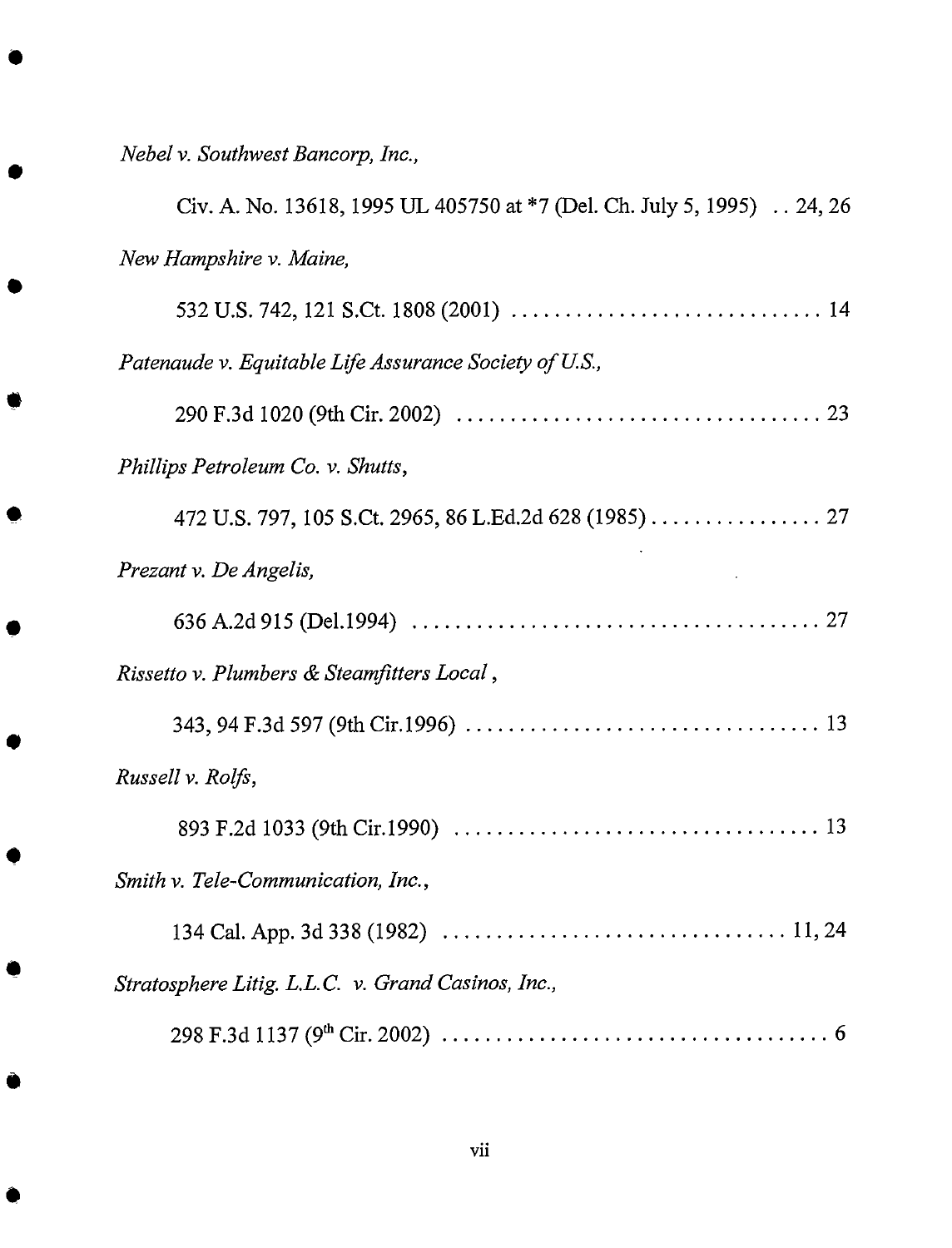*Nebel v. Southwest Bancorp, Inc.*,

Civ. A. No. 13618, 1995 UL 405750 at *7 (Del. Ch. July 5, 1995) . . 24, 26

*New Hampshire v. Maine*,

532 U.S. 742, 121 S.Ct. 1808 (2001) . . . . . . . . . . . . . . . . . . . . . . . . . . . . . 14

*Patenaude v. Equitable Life Assurance Society of U.S.*,

290 F.3d 1020 (9th Cir. 2002) . . . . . . . . . . . . . . . . . . . . . . . . . . . . . . . . . . 23

*Phillips Petroleum Co. v. Shutts*,

472 U.S. 797, 105 S.Ct. 2965, 86 L.Ed.2d 628 (1985) . . . . . . . . . . . . . . . . 27

*Prezant v. De Angelis*,

636 A.2d 915 (Del.1994) . . . . . . . . . . . . . . . . . . . . . . . . . . . . . . . . . . . . . . 27

*Rissetto v. Plumbers & Steamfitters Local*,

343, 94 F.3d 597 (9th Cir.1996) . . . . . . . . . . . . . . . . . . . . . . . . . . . . . . . . . 13

*Russell v. Rolfs*,

893 F.2d 1033 (9th Cir.1990) . . . . . . . . . . . . . . . . . . . . . . . . . . . . . . . . . . 13

*Smith v. Tele-Communication, Inc.*,

134 Cal. App. 3d 338 (1982) . . . . . . . . . . . . . . . . . . . . . . . . . . . . . . . . 11, 24

*Stratosphere Litig. L.L.C. v. Grand Casinos, Inc.*,

298 F.3d 1137 (9th Cir. 2002) . . . . . . . . . . . . . . . . . . . . . . . . . . . . . . . . . . . 6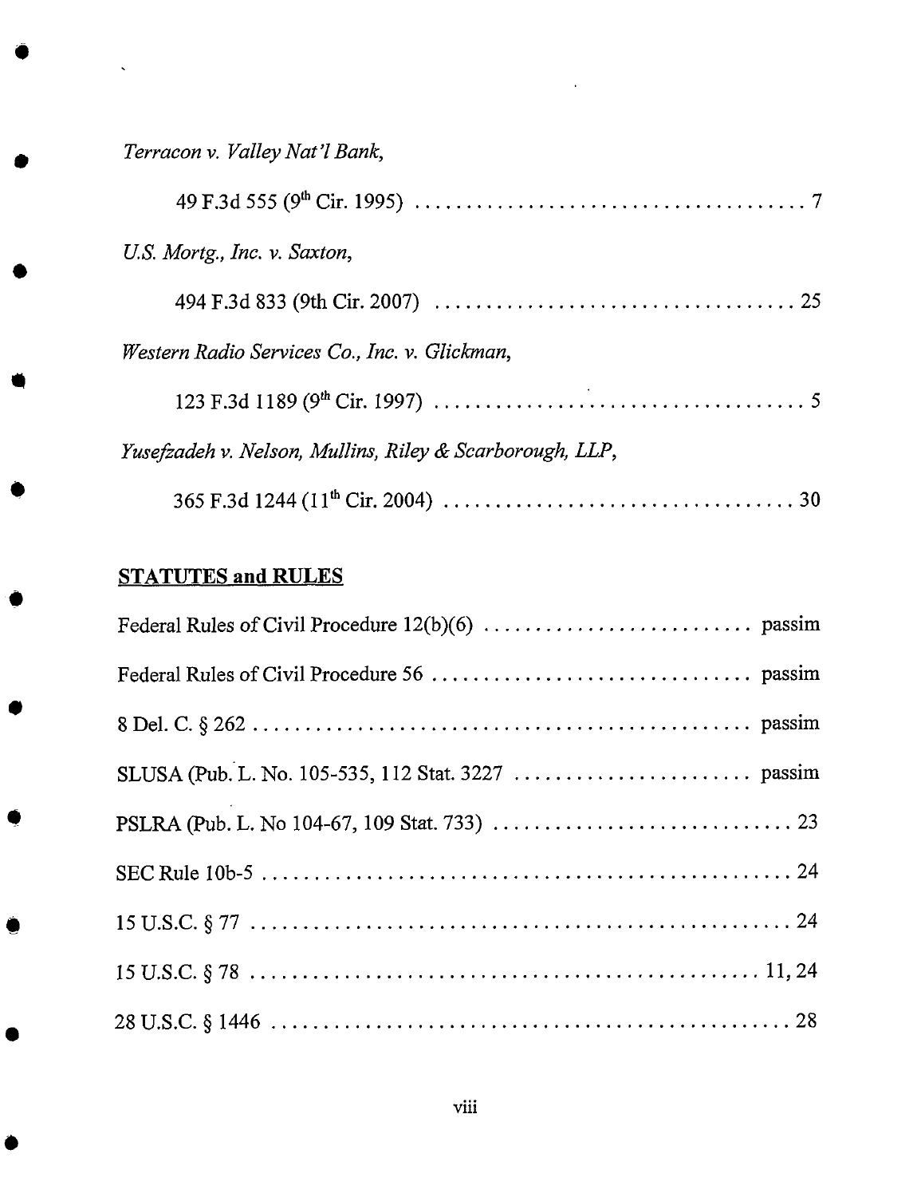*Terracon v. Valley Nat'l Bank*,

49 F.3d 555 (9th Cir. 1995) . . . . . . . . . . . . . . . . . . . . . . . . . . . . . . . . . . . . . . 7

*U.S. Mortg., Inc. v. Saxton*,

494 F.3d 833 (9th Cir. 2007) . . . . . . . . . . . . . . . . . . . . . . . . . . . . . . . . . . . . 25

*Western Radio Services Co., Inc. v. Glickman*,

123 F.3d 1189 (9th Cir. 1997) . . . . . . . . . . . . . . . . . . . . . . . . . . . . . . . . . . . . 5

*Yusefzadeh v. Nelson, Mullins, Riley & Scarborough, LLP*,

365 F.3d 1244 (11th Cir. 2004) . . . . . . . . . . . . . . . . . . . . . . . . . . . . . . . . . . 30

## STATUTES and RULES

Federal Rules of Civil Procedure 12(b)(6) . . . . . . . . . . . . . . . . . . . . . . . . . . passim

Federal Rules of Civil Procedure 56 . . . . . . . . . . . . . . . . . . . . . . . . . . . . . . . passim

8 Del. C. § 262 . . . . . . . . . . . . . . . . . . . . . . . . . . . . . . . . . . . . . . . . . . . . . . . . passim

SLUSA (Pub. L. No. 105-535, 112 Stat. 3227 . . . . . . . . . . . . . . . . . . . . . . . passim

PSLRA (Pub. L. No 104-67, 109 Stat. 733) . . . . . . . . . . . . . . . . . . . . . . . . . . . . 23

SEC Rule 10b-5 . . . . . . . . . . . . . . . . . . . . . . . . . . . . . . . . . . . . . . . . . . . . . . . . . 24

15 U.S.C. § 77 . . . . . . . . . . . . . . . . . . . . . . . . . . . . . . . . . . . . . . . . . . . . . . . . . . 24

15 U.S.C. § 78 . . . . . . . . . . . . . . . . . . . . . . . . . . . . . . . . . . . . . . . . . . . . . . . 11, 24

28 U.S.C. § 1446 . . . . . . . . . . . . . . . . . . . . . . . . . . . . . . . . . . . . . . . . . . . . . . . . 28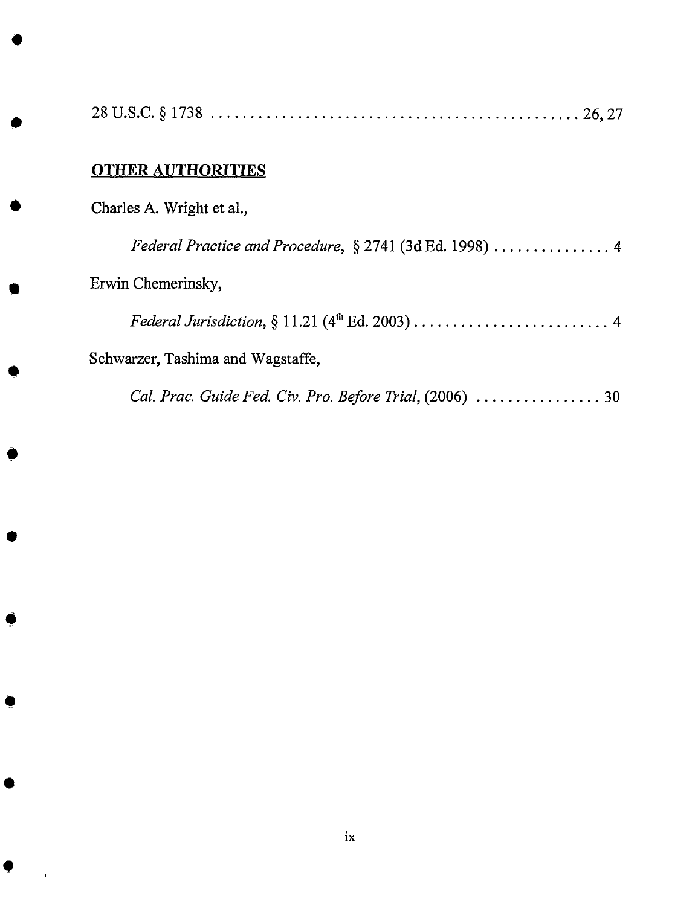28 U.S.C. § 1738 . . . . . . . . . . . . . . . . . . . . . . . . . . . . . . . . . . . . . . . . . . . . . 26, 27

**OTHER AUTHORITIES**

Charles A. Wright et al.,

*Federal Practice and Procedure*, § 2741 (3d Ed. 1998) . . . . . . . . . . . . . . . 4

Erwin Chemerinsky,

*Federal Jurisdiction*, § 11.21 (4th Ed. 2003) . . . . . . . . . . . . . . . . . . . . . . . . . 4

Schwarzer, Tashima and Wagstaffe,

*Cal. Prac. Guide Fed. Civ. Pro. Before Trial*, (2006) . . . . . . . . . . . . . . . . 30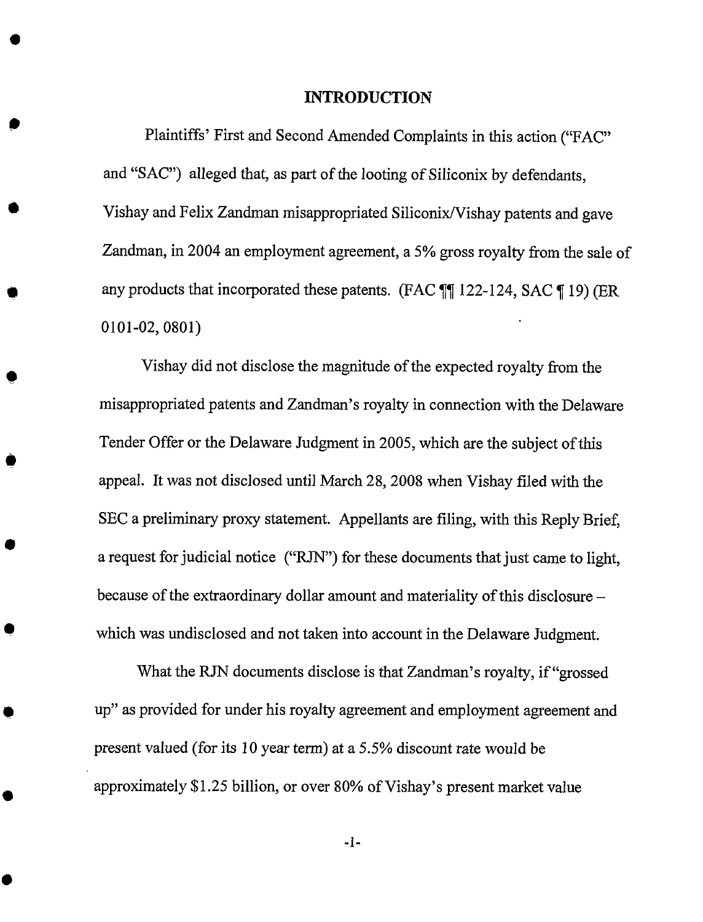## INTRODUCTION

Plaintiffs' First and Second Amended Complaints in this action ("FAC" and "SAC") alleged that, as part of the looting of Siliconix by defendants, Vishay and Felix Zandman misappropriated Siliconix/Vishay patents and gave Zandman, in 2004 an employment agreement, a 5% gross royalty from the sale of any products that incorporated these patents. (FAC ¶¶ 122-124, SAC ¶ 19) (ER 0101-02, 0801)

Vishay did not disclose the magnitude of the expected royalty from the misappropriated patents and Zandman's royalty in connection with the Delaware Tender Offer or the Delaware Judgment in 2005, which are the subject of this appeal. It was not disclosed until March 28, 2008 when Vishay filed with the SEC a preliminary proxy statement. Appellants are filing, with this Reply Brief, a request for judicial notice ("RJN") for these documents that just came to light, because of the extraordinary dollar amount and materiality of this disclosure – which was undisclosed and not taken into account in the Delaware Judgment.

What the RJN documents disclose is that Zandman's royalty, if "grossed up" as provided for under his royalty agreement and employment agreement and present valued (for its 10 year term) at a 5.5% discount rate would be approximately $1.25 billion, or over 80% of Vishay's present market value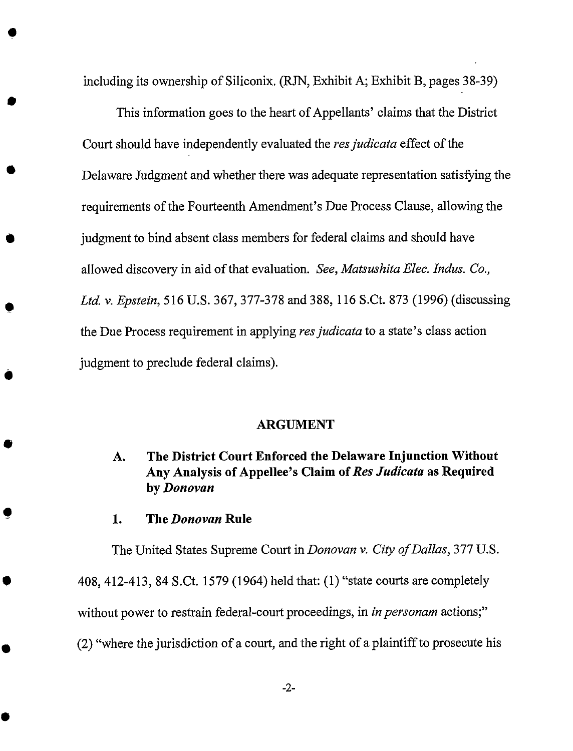including its ownership of Siliconix. (RJN, Exhibit A; Exhibit B, pages 38-39)

This information goes to the heart of Appellants' claims that the District Court should have independently evaluated the *res judicata* effect of the Delaware Judgment and whether there was adequate representation satisfying the requirements of the Fourteenth Amendment's Due Process Clause, allowing the judgment to bind absent class members for federal claims and should have allowed discovery in aid of that evaluation. *See, Matsushita Elec. Indus. Co., Ltd. v. Epstein*, 516 U.S. 367, 377-378 and 388, 116 S.Ct. 873 (1996) (discussing the Due Process requirement in applying *res judicata* to a state's class action judgment to preclude federal claims).

## ARGUMENT

### A. The District Court Enforced the Delaware Injunction Without Any Analysis of Appellee's Claim of *Res Judicata* as Required by *Donovan*

#### 1. The *Donovan* Rule

The United States Supreme Court in *Donovan v. City of Dallas*, 377 U.S. 408, 412-413, 84 S.Ct. 1579 (1964) held that: (1) "state courts are completely without power to restrain federal-court proceedings, in *in personam* actions;" (2) "where the jurisdiction of a court, and the right of a plaintiff to prosecute his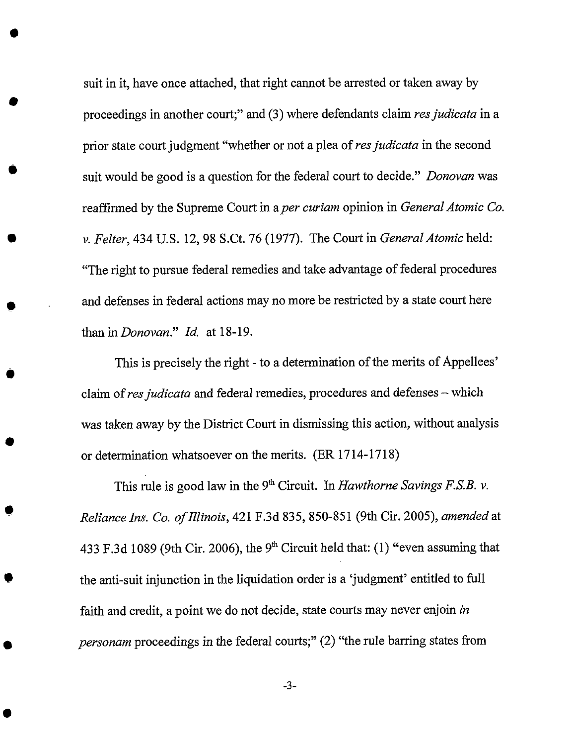suit in it, have once attached, that right cannot be arrested or taken away by proceedings in another court;" and (3) where defendants claim *res judicata* in a prior state court judgment "whether or not a plea of *res judicata* in the second suit would be good is a question for the federal court to decide." *Donovan* was reaffirmed by the Supreme Court in a *per curiam* opinion in *General Atomic Co. v. Felter*, 434 U.S. 12, 98 S.Ct. 76 (1977). The Court in *General Atomic* held: "The right to pursue federal remedies and take advantage of federal procedures and defenses in federal actions may no more be restricted by a state court here than in *Donovan*." *Id.* at 18-19.

This is precisely the right - to a determination of the merits of Appellees' claim of *res judicata* and federal remedies, procedures and defenses – which was taken away by the District Court in dismissing this action, without analysis or determination whatsoever on the merits. (ER 1714-1718)

This rule is good law in the 9th Circuit. In *Hawthorne Savings F.S.B. v. Reliance Ins. Co. of Illinois*, 421 F.3d 835, 850-851 (9th Cir. 2005), *amended* at 433 F.3d 1089 (9th Cir. 2006), the 9th Circuit held that: (1) "even assuming that the anti-suit injunction in the liquidation order is a 'judgment' entitled to full faith and credit, a point we do not decide, state courts may never enjoin *in personam* proceedings in the federal courts;" (2) "the rule barring states from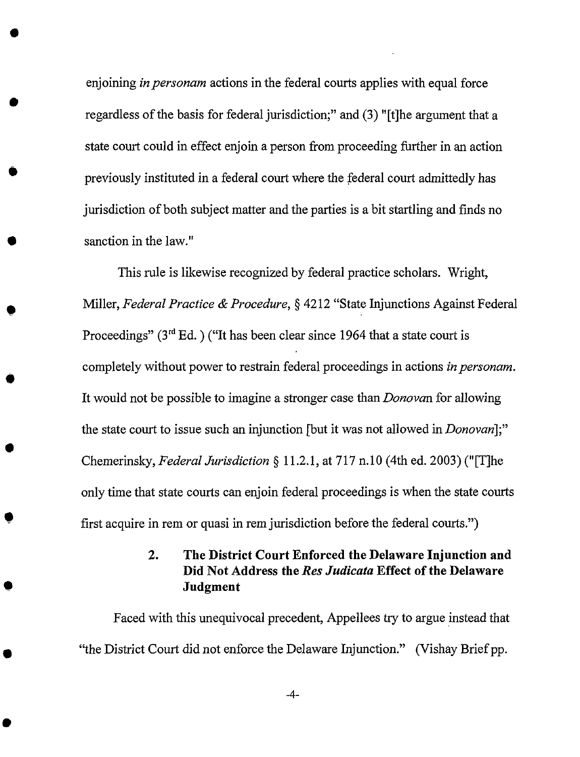enjoining *in personam* actions in the federal courts applies with equal force regardless of the basis for federal jurisdiction;" and (3) "[t]he argument that a state court could in effect enjoin a person from proceeding further in an action previously instituted in a federal court where the federal court admittedly has jurisdiction of both subject matter and the parties is a bit startling and finds no sanction in the law."

This rule is likewise recognized by federal practice scholars. Wright, Miller, *Federal Practice & Procedure*, § 4212 "State Injunctions Against Federal Proceedings" (3rd Ed. ) ("It has been clear since 1964 that a state court is completely without power to restrain federal proceedings in actions *in personam*. It would not be possible to imagine a stronger case than *Donovan* for allowing the state court to issue such an injunction [but it was not allowed in *Donovan*];" Chemerinsky, *Federal Jurisdiction* § 11.2.1, at 717 n.10 (4th ed. 2003) ("[T]he only time that state courts can enjoin federal proceedings is when the state courts first acquire in rem or quasi in rem jurisdiction before the federal courts.")

### 2. The District Court Enforced the Delaware Injunction and Did Not Address the *Res Judicata* Effect of the Delaware Judgment

Faced with this unequivocal precedent, Appellees try to argue instead that "the District Court did not enforce the Delaware Injunction." (Vishay Brief pp.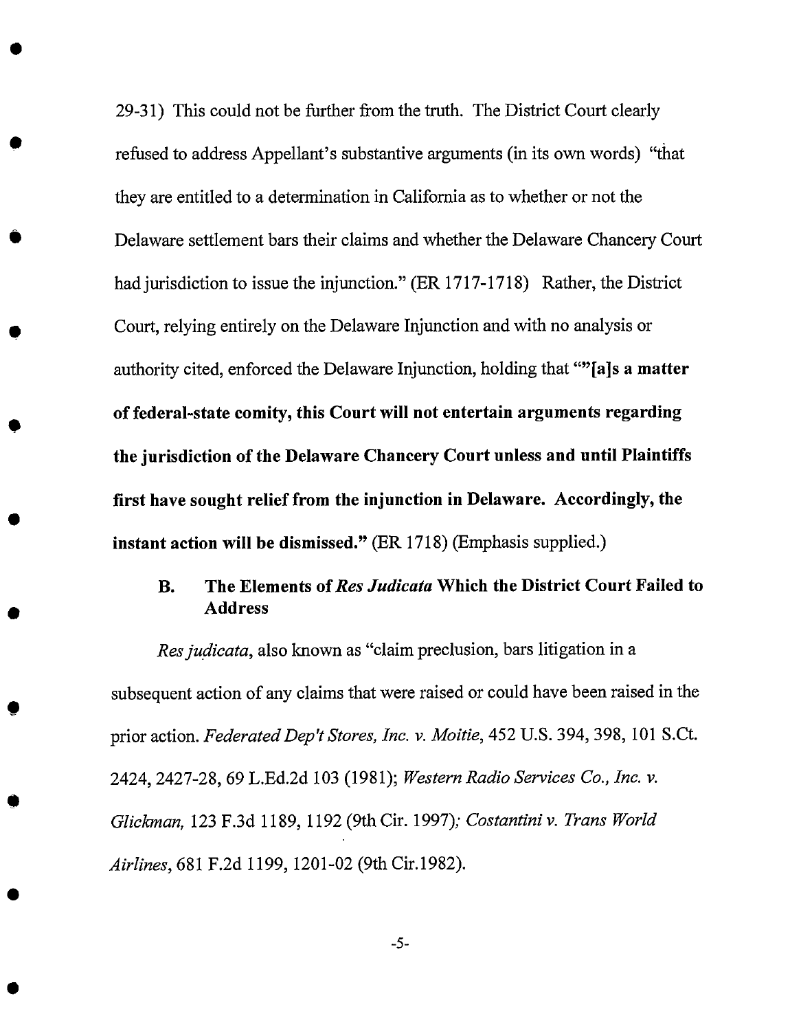29-31) This could not be further from the truth. The District Court clearly refused to address Appellant's substantive arguments (in its own words) "that they are entitled to a determination in California as to whether or not the Delaware settlement bars their claims and whether the Delaware Chancery Court had jurisdiction to issue the injunction." (ER 1717-1718) Rather, the District Court, relying entirely on the Delaware Injunction and with no analysis or authority cited, enforced the Delaware Injunction, holding that ""[a]s **a matter of federal-state comity, this Court will not entertain arguments regarding the jurisdiction of the Delaware Chancery Court unless and until Plaintiffs first have sought relief from the injunction in Delaware. Accordingly, the instant action will be dismissed."** (ER 1718) (Emphasis supplied.)

### B. The Elements of *Res Judicata* Which the District Court Failed to Address

*Res judicata*, also known as "claim preclusion, bars litigation in a subsequent action of any claims that were raised or could have been raised in the prior action. *Federated Dep't Stores, Inc. v. Moitie*, 452 U.S. 394, 398, 101 S.Ct. 2424, 2427-28, 69 L.Ed.2d 103 (1981); *Western Radio Services Co., Inc. v. Glickman,* 123 F.3d 1189, 1192 (9th Cir. 1997)*; Costantini v. Trans World Airlines*, 681 F.2d 1199, 1201-02 (9th Cir.1982).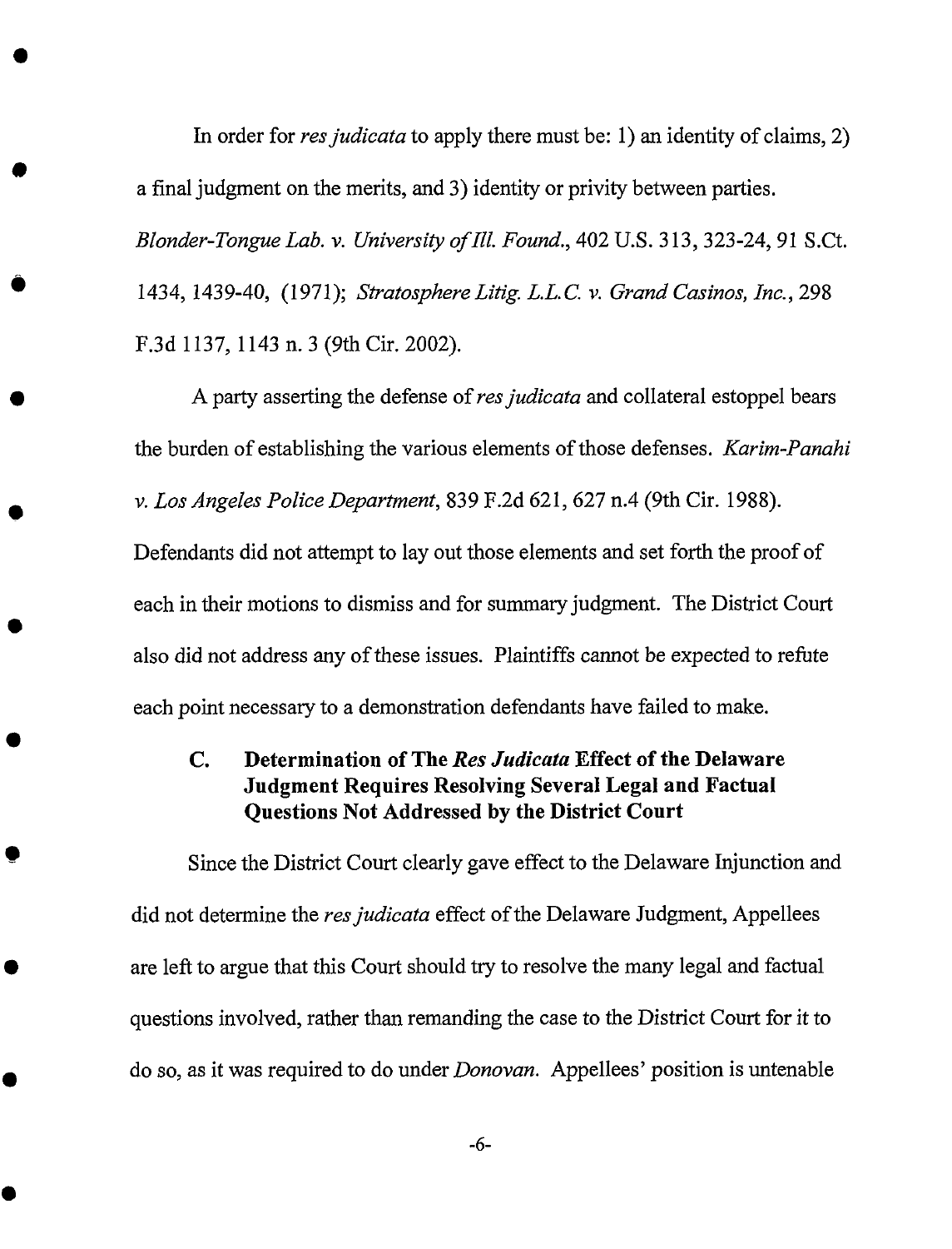In order for *res judicata* to apply there must be: 1) an identity of claims, 2) a final judgment on the merits, and 3) identity or privity between parties. *Blonder-Tongue Lab. v. University of Ill. Found.*, 402 U.S. 313, 323-24, 91 S.Ct. 1434, 1439-40, (1971); *Stratosphere Litig. L.L.C. v. Grand Casinos, Inc.*, 298 F.3d 1137, 1143 n. 3 (9th Cir. 2002).

A party asserting the defense of *res judicata* and collateral estoppel bears the burden of establishing the various elements of those defenses. *Karim-Panahi v. Los Angeles Police Department*, 839 F.2d 621, 627 n.4 (9th Cir. 1988). Defendants did not attempt to lay out those elements and set forth the proof of each in their motions to dismiss and for summary judgment. The District Court also did not address any of these issues. Plaintiffs cannot be expected to refute each point necessary to a demonstration defendants have failed to make.

### C. Determination of The *Res Judicata* Effect of the Delaware Judgment Requires Resolving Several Legal and Factual Questions Not Addressed by the District Court

Since the District Court clearly gave effect to the Delaware Injunction and did not determine the *res judicata* effect of the Delaware Judgment, Appellees are left to argue that this Court should try to resolve the many legal and factual questions involved, rather than remanding the case to the District Court for it to do so, as it was required to do under *Donovan*. Appellees' position is untenable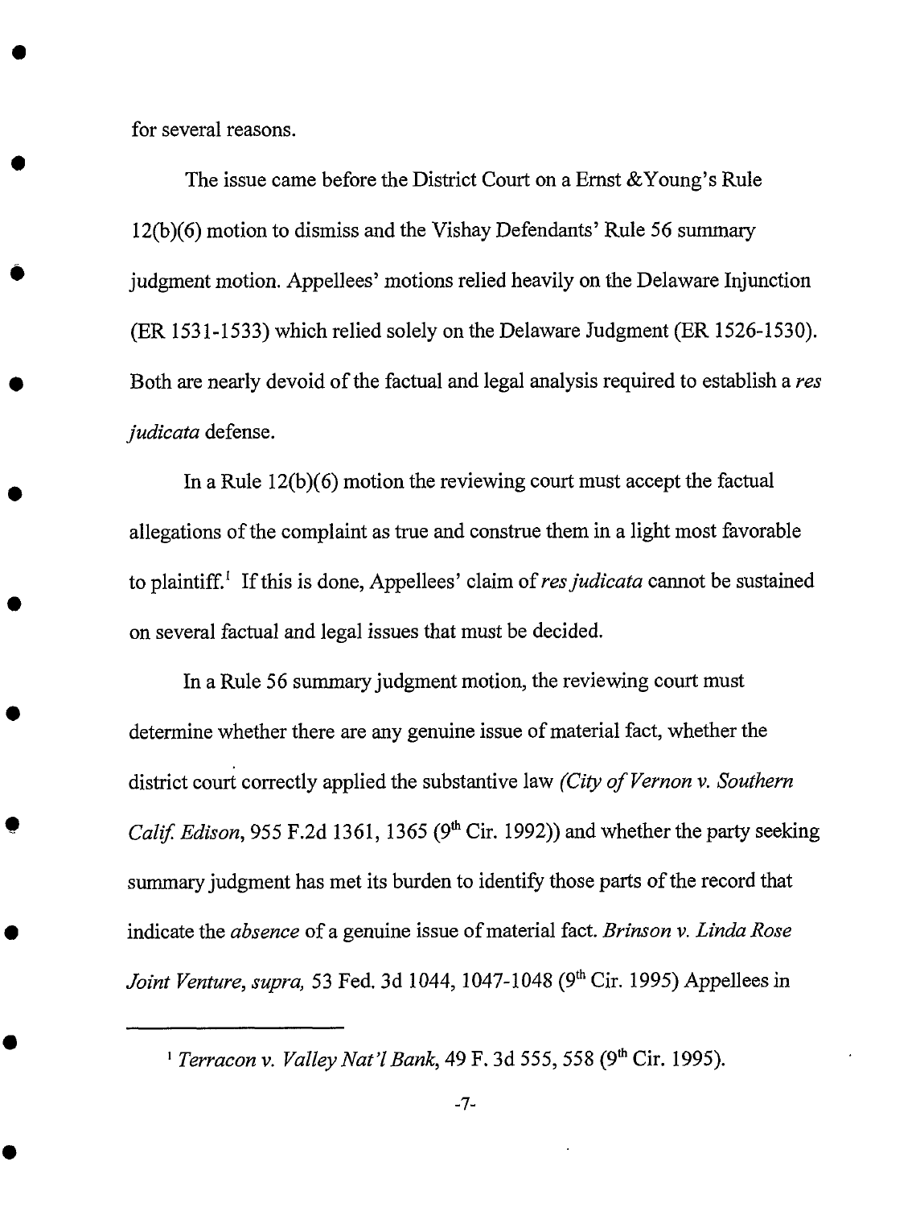for several reasons.

The issue came before the District Court on a Ernst &Young's Rule 12(b)(6) motion to dismiss and the Vishay Defendants' Rule 56 summary judgment motion. Appellees' motions relied heavily on the Delaware Injunction (ER 1531-1533) which relied solely on the Delaware Judgment (ER 1526-1530). Both are nearly devoid of the factual and legal analysis required to establish a *res judicata* defense.

In a Rule 12(b)(6) motion the reviewing court must accept the factual allegations of the complaint as true and construe them in a light most favorable to plaintiff.[1] If this is done, Appellees' claim of *res judicata* cannot be sustained on several factual and legal issues that must be decided.

In a Rule 56 summary judgment motion, the reviewing court must determine whether there are any genuine issue of material fact, whether the district court correctly applied the substantive law *(City of Vernon v. Southern Calif. Edison*, 955 F.2d 1361, 1365 (9th Cir. 1992)) and whether the party seeking summary judgment has met its burden to identify those parts of the record that indicate the *absence* of a genuine issue of material fact. *Brinson v. Linda Rose Joint Venture, supra,* 53 Fed. 3d 1044, 1047-1048 (9th Cir. 1995) Appellees in

---

[1] *Terracon v. Valley Nat'l Bank*, 49 F. 3d 555, 558 (9th Cir. 1995).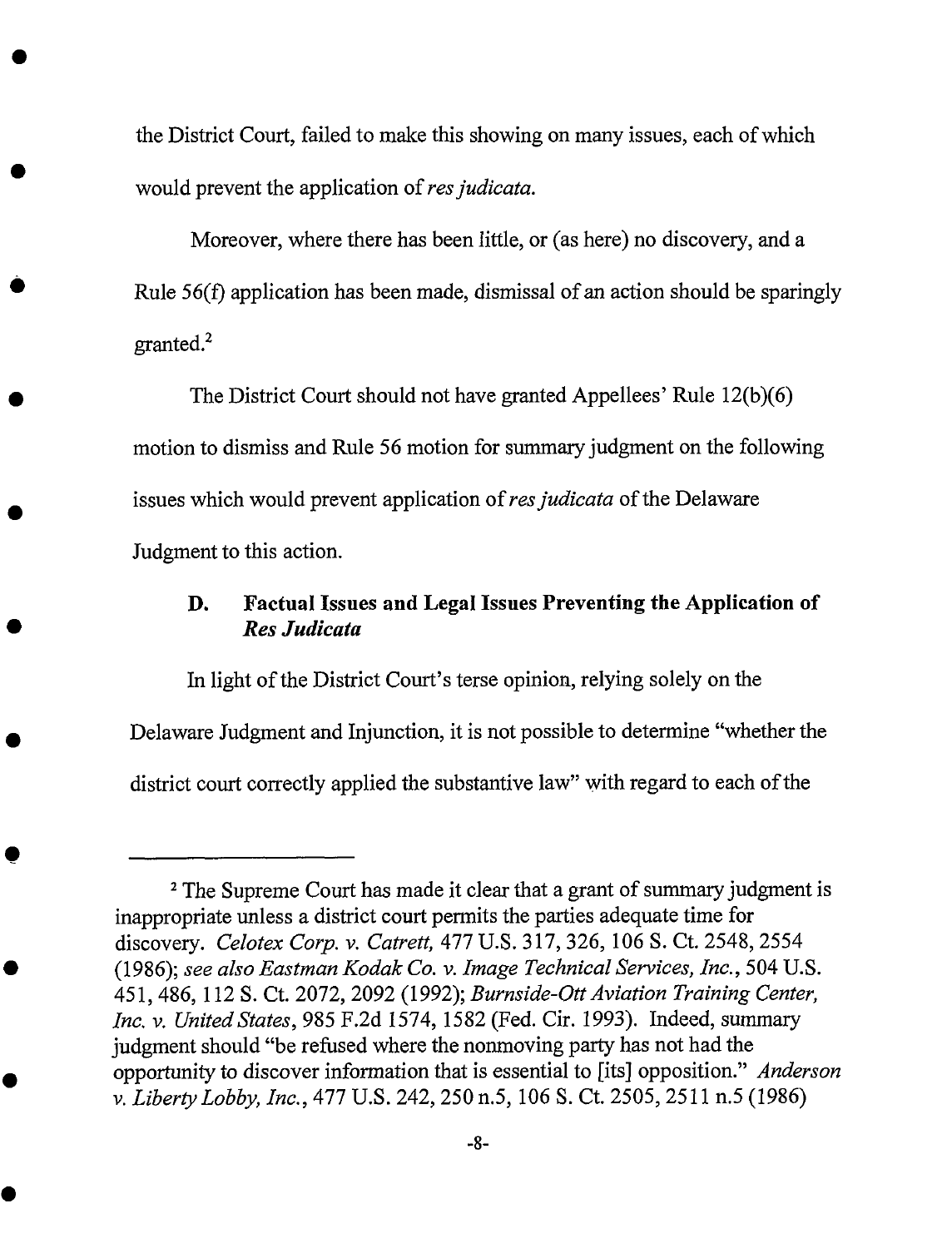the District Court, failed to make this showing on many issues, each of which would prevent the application of *res judicata.*

Moreover, where there has been little, or (as here) no discovery, and a Rule 56(f) application has been made, dismissal of an action should be sparingly granted.[2]

The District Court should not have granted Appellees' Rule 12(b)(6) motion to dismiss and Rule 56 motion for summary judgment on the following issues which would prevent application of *res judicata* of the Delaware Judgment to this action.

### D. Factual Issues and Legal Issues Preventing the Application of *Res Judicata*

In light of the District Court's terse opinion, relying solely on the Delaware Judgment and Injunction, it is not possible to determine "whether the district court correctly applied the substantive law" with regard to each of the

---

[2] The Supreme Court has made it clear that a grant of summary judgment is inappropriate unless a district court permits the parties adequate time for discovery. *Celotex Corp. v. Catrett,* 477 U.S. 317, 326, 106 S. Ct. 2548, 2554 (1986); *see also Eastman Kodak Co. v. Image Technical Services, Inc.,* 504 U.S. 451, 486, 112 S. Ct. 2072, 2092 (1992); *Burnside-Ott Aviation Training Center, Inc. v. United States,* 985 F.2d 1574, 1582 (Fed. Cir. 1993). Indeed, summary judgment should "be refused where the nonmoving party has not had the opportunity to discover information that is essential to [its] opposition." *Anderson v. Liberty Lobby, Inc.,* 477 U.S. 242, 250 n.5, 106 S. Ct. 2505, 2511 n.5 (1986)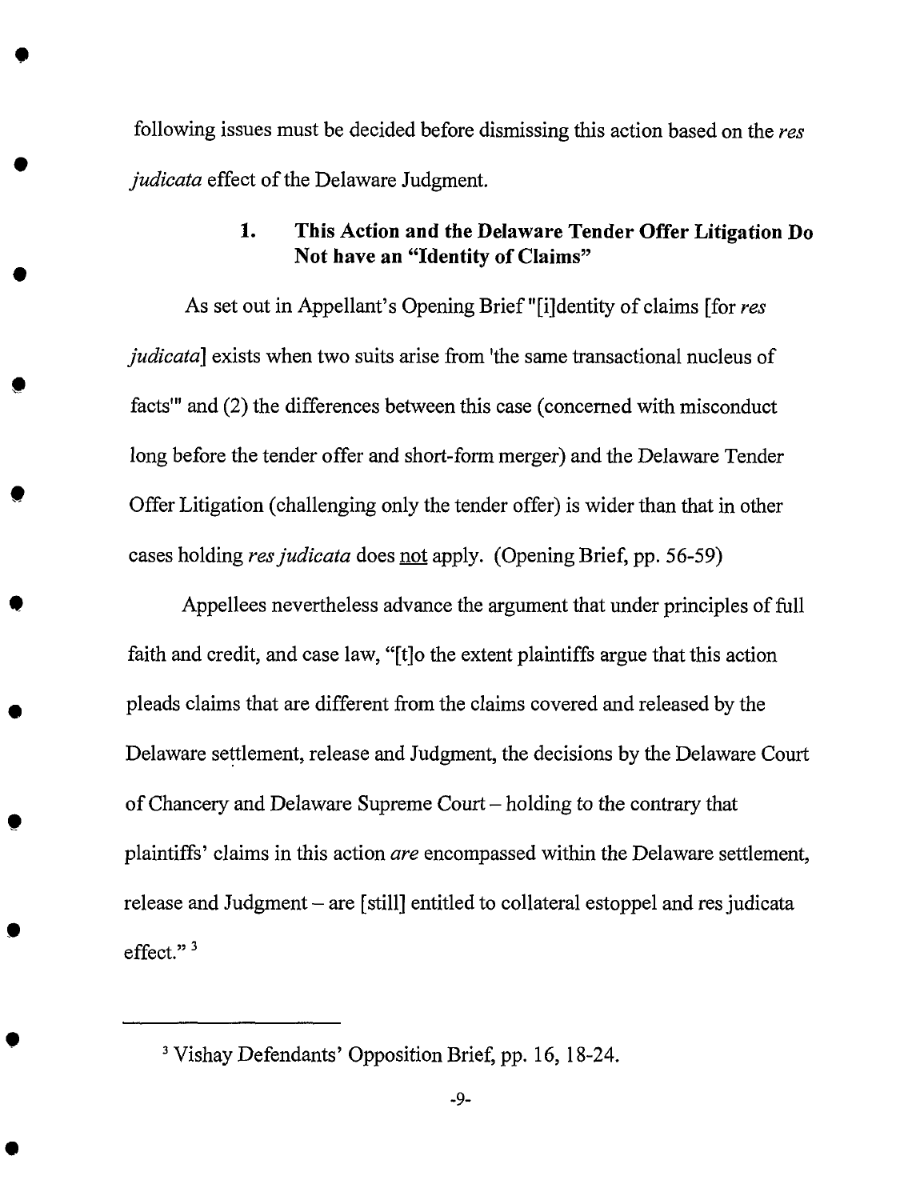following issues must be decided before dismissing this action based on the *res judicata* effect of the Delaware Judgment.

### 1. This Action and the Delaware Tender Offer Litigation Do Not have an "Identity of Claims"

As set out in Appellant's Opening Brief "[i]dentity of claims [for *res judicata*] exists when two suits arise from 'the same transactional nucleus of facts'" and (2) the differences between this case (concerned with misconduct long before the tender offer and short-form merger) and the Delaware Tender Offer Litigation (challenging only the tender offer) is wider than that in other cases holding *res judicata* does not apply. (Opening Brief, pp. 56-59)

Appellees nevertheless advance the argument that under principles of full faith and credit, and case law, "[t]o the extent plaintiffs argue that this action pleads claims that are different from the claims covered and released by the Delaware settlement, release and Judgment, the decisions by the Delaware Court of Chancery and Delaware Supreme Court – holding to the contrary that plaintiffs' claims in this action *are* encompassed within the Delaware settlement, release and Judgment – are [still] entitled to collateral estoppel and res judicata effect." [3]

---

[3] Vishay Defendants' Opposition Brief, pp. 16, 18-24.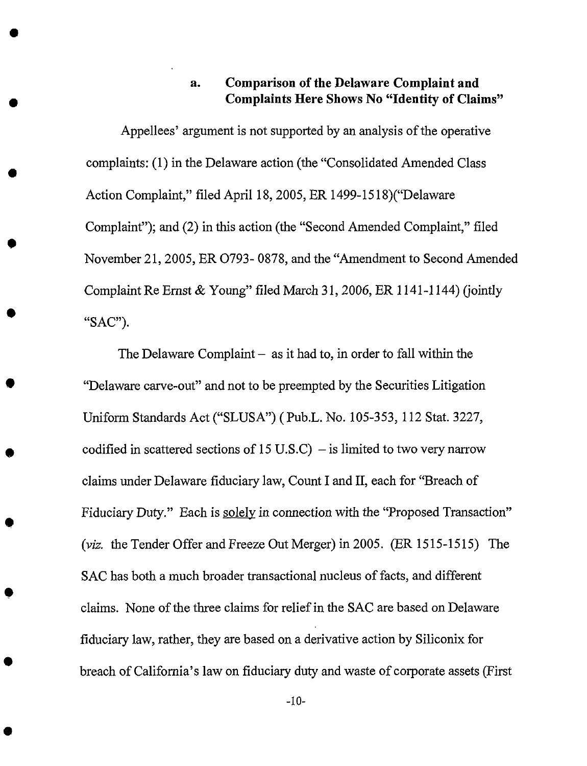### a. Comparison of the Delaware Complaint and Complaints Here Shows No "Identity of Claims"

Appellees' argument is not supported by an analysis of the operative complaints: (1) in the Delaware action (the "Consolidated Amended Class Action Complaint," filed April 18, 2005, ER 1499-1518)("Delaware Complaint"); and (2) in this action (the "Second Amended Complaint," filed November 21, 2005, ER 0793- 0878, and the "Amendment to Second Amended Complaint Re Ernst & Young" filed March 31, 2006, ER 1141-1144) (jointly "SAC").

The Delaware Complaint – as it had to, in order to fall within the "Delaware carve-out" and not to be preempted by the Securities Litigation Uniform Standards Act ("SLUSA") ( Pub.L. No. 105-353, 112 Stat. 3227, codified in scattered sections of 15 U.S.C) – is limited to two very narrow claims under Delaware fiduciary law, Count I and II, each for "Breach of Fiduciary Duty." Each is <u>solely</u> in connection with the "Proposed Transaction" (*viz.* the Tender Offer and Freeze Out Merger) in 2005. (ER 1515-1515) The SAC has both a much broader transactional nucleus of facts, and different claims. None of the three claims for relief in the SAC are based on Delaware fiduciary law, rather, they are based on a derivative action by Siliconix for breach of California's law on fiduciary duty and waste of corporate assets (First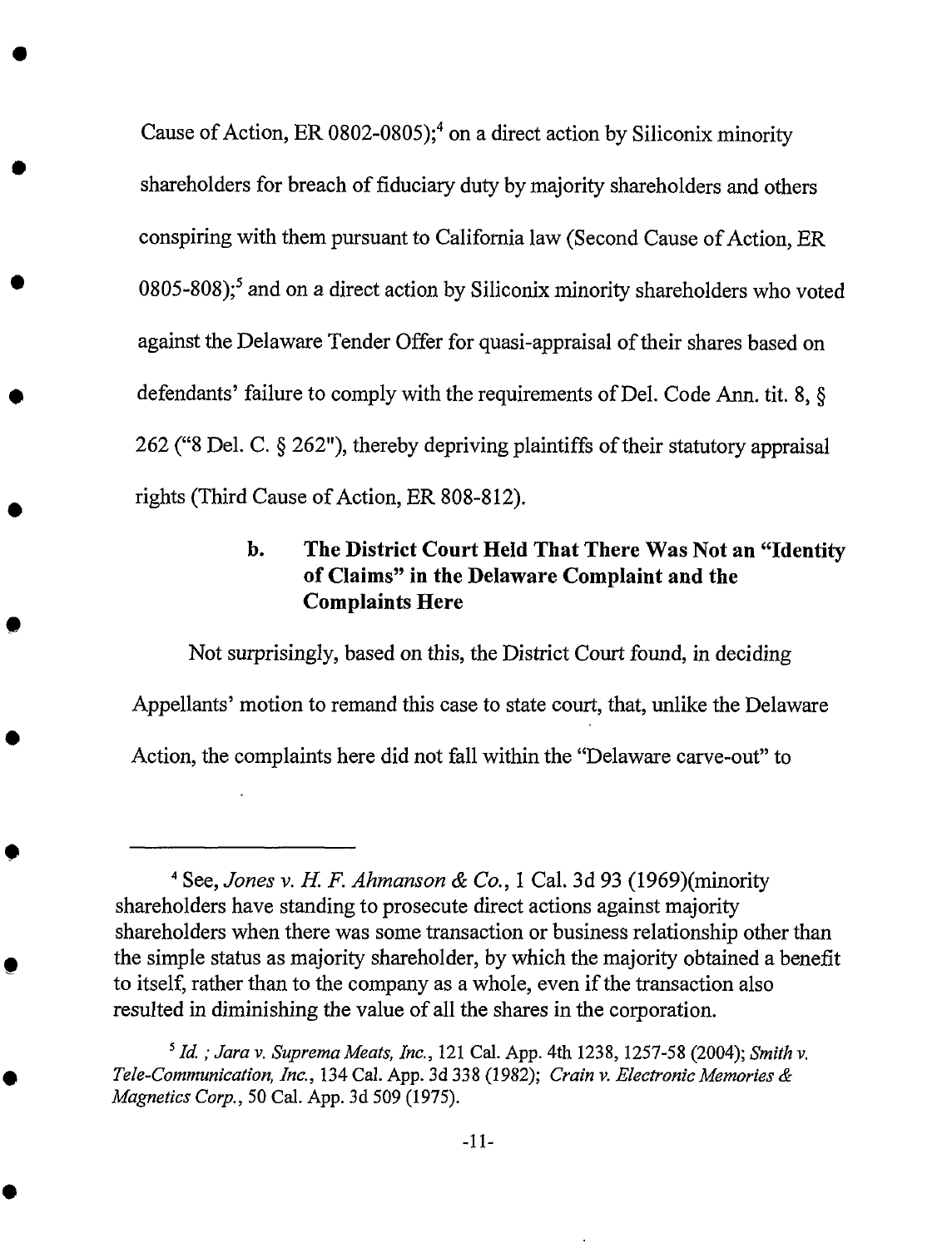Cause of Action, ER 0802-0805);[4] on a direct action by Siliconix minority shareholders for breach of fiduciary duty by majority shareholders and others conspiring with them pursuant to California law (Second Cause of Action, ER 0805-808);[5] and on a direct action by Siliconix minority shareholders who voted against the Delaware Tender Offer for quasi-appraisal of their shares based on defendants' failure to comply with the requirements of Del. Code Ann. tit. 8, § 262 ("8 Del. C. § 262"), thereby depriving plaintiffs of their statutory appraisal rights (Third Cause of Action, ER 808-812).

### b. The District Court Held That There Was Not an "Identity of Claims" in the Delaware Complaint and the Complaints Here

Not surprisingly, based on this, the District Court found, in deciding Appellants' motion to remand this case to state court, that, unlike the Delaware Action, the complaints here did not fall within the "Delaware carve-out" to

---

[4] See, *Jones v. H. F. Ahmanson & Co.*, 1 Cal. 3d 93 (1969)(minority shareholders have standing to prosecute direct actions against majority shareholders when there was some transaction or business relationship other than the simple status as majority shareholder, by which the majority obtained a benefit to itself, rather than to the company as a whole, even if the transaction also resulted in diminishing the value of all the shares in the corporation.

[5] *Id.* ; *Jara v. Suprema Meats, Inc.*, 121 Cal. App. 4th 1238, 1257-58 (2004); *Smith v. Tele-Communication, Inc.*, 134 Cal. App. 3d 338 (1982); *Crain v. Electronic Memories & Magnetics Corp.*, 50 Cal. App. 3d 509 (1975).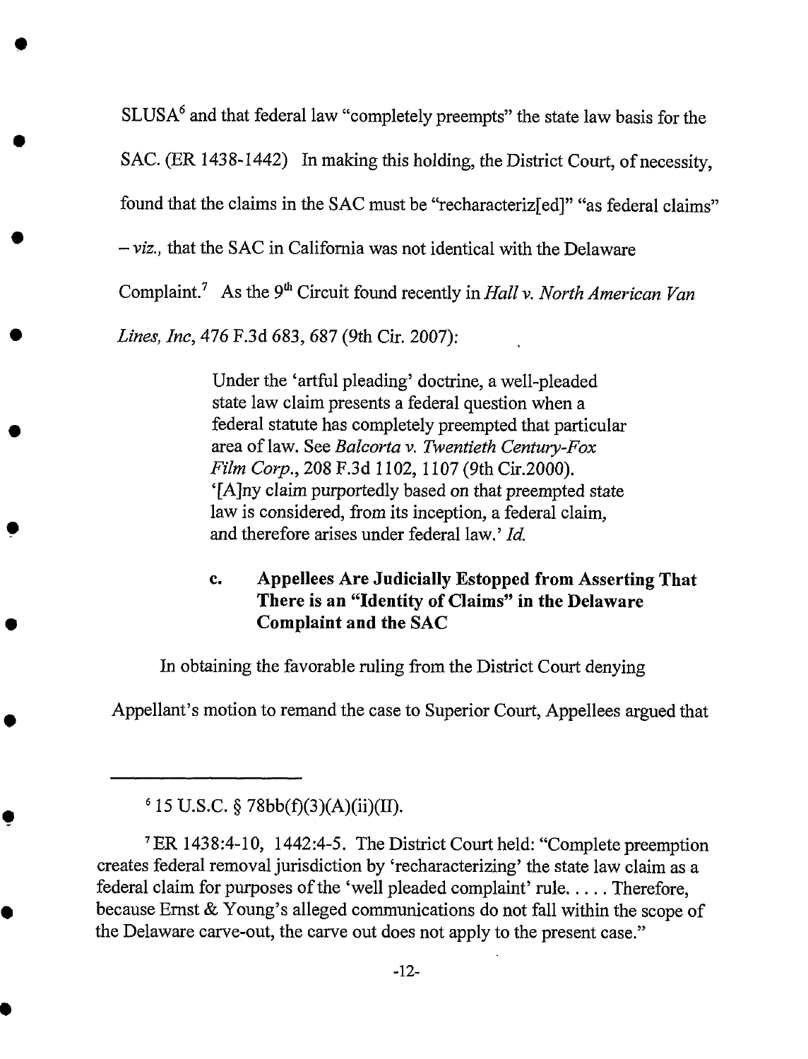SLUSA[6] and that federal law "completely preempts" the state law basis for the SAC. (ER 1438-1442) In making this holding, the District Court, of necessity, found that the claims in the SAC must be "recharacteriz[ed]" "as federal claims" – *viz.,* that the SAC in California was not identical with the Delaware Complaint.[7] As the 9th Circuit found recently in *Hall v. North American Van Lines, Inc*, 476 F.3d 683, 687 (9th Cir. 2007):

> Under the 'artful pleading' doctrine, a well-pleaded state law claim presents a federal question when a federal statute has completely preempted that particular area of law. See *Balcorta v. Twentieth Century-Fox Film Corp.*, 208 F.3d 1102, 1107 (9th Cir.2000). '[A]ny claim purportedly based on that preempted state law is considered, from its inception, a federal claim, and therefore arises under federal law.' *Id.*

### c. Appellees Are Judicially Estopped from Asserting That There is an "Identity of Claims" in the Delaware Complaint and the SAC

In obtaining the favorable ruling from the District Court denying Appellant's motion to remand the case to Superior Court, Appellees argued that

---

[6] 15 U.S.C. § 78bb(f)(3)(A)(ii)(II).

[7] ER 1438:4-10, 1442:4-5. The District Court held: "Complete preemption creates federal removal jurisdiction by 'recharacterizing' the state law claim as a federal claim for purposes of the 'well pleaded complaint' rule. . . . . Therefore, because Ernst & Young's alleged communications do not fall within the scope of the Delaware carve-out, the carve out does not apply to the present case."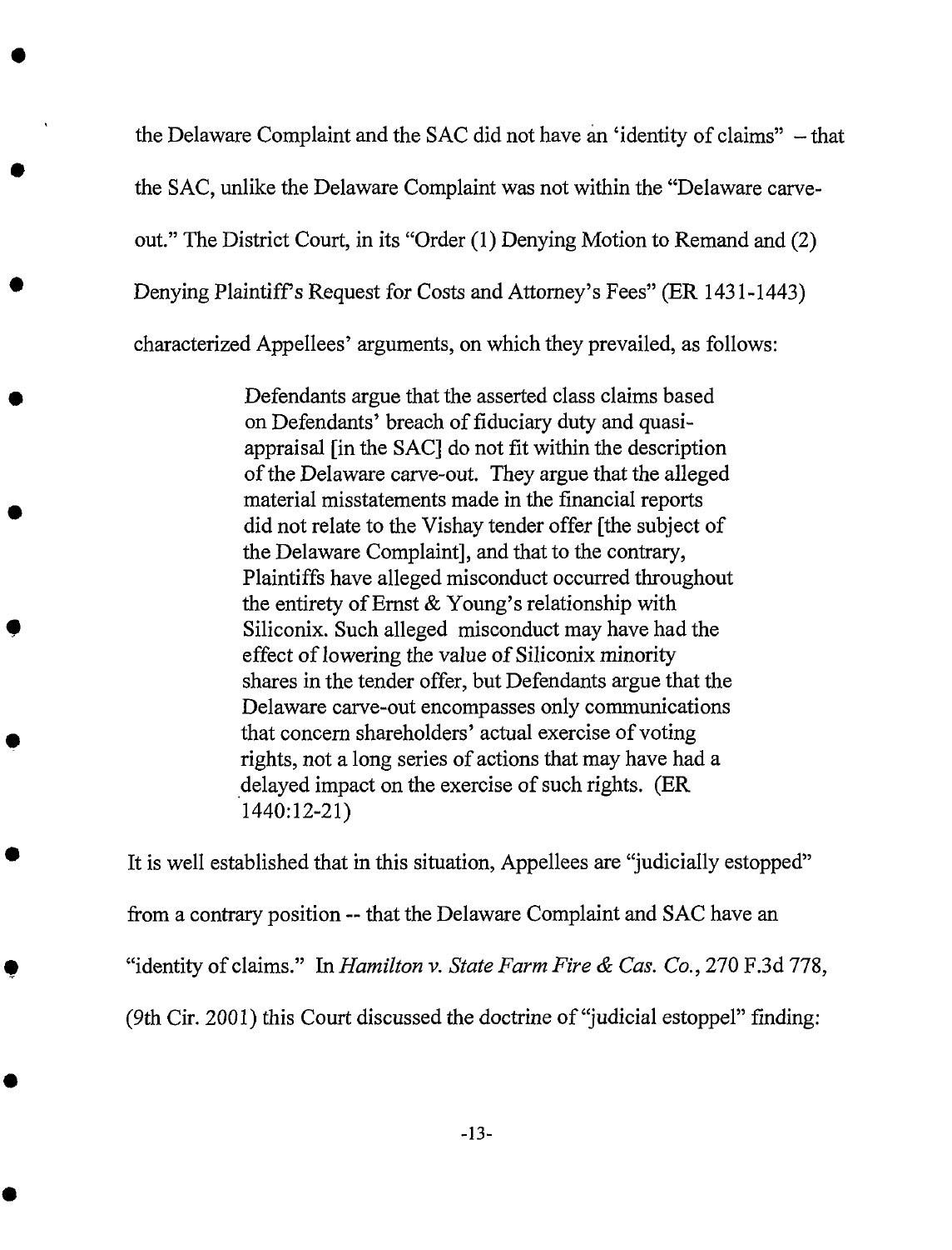the Delaware Complaint and the SAC did not have an 'identity of claims" – that the SAC, unlike the Delaware Complaint was not within the "Delaware carve-out." The District Court, in its "Order (1) Denying Motion to Remand and (2) Denying Plaintiff's Request for Costs and Attorney's Fees" (ER 1431-1443) characterized Appellees' arguments, on which they prevailed, as follows:

> Defendants argue that the asserted class claims based on Defendants' breach of fiduciary duty and quasi-appraisal [in the SAC] do not fit within the description of the Delaware carve-out. They argue that the alleged material misstatements made in the financial reports did not relate to the Vishay tender offer [the subject of the Delaware Complaint], and that to the contrary, Plaintiffs have alleged misconduct occurred throughout the entirety of Ernst & Young's relationship with Siliconix. Such alleged misconduct may have had the effect of lowering the value of Siliconix minority shares in the tender offer, but Defendants argue that the Delaware carve-out encompasses only communications that concern shareholders' actual exercise of voting rights, not a long series of actions that may have had a delayed impact on the exercise of such rights. (ER 1440:12-21)

It is well established that in this situation, Appellees are "judicially estopped" from a contrary position -- that the Delaware Complaint and SAC have an "identity of claims." In *Hamilton v. State Farm Fire & Cas. Co.*, 270 F.3d 778, (9th Cir. 2001) this Court discussed the doctrine of "judicial estoppel" finding: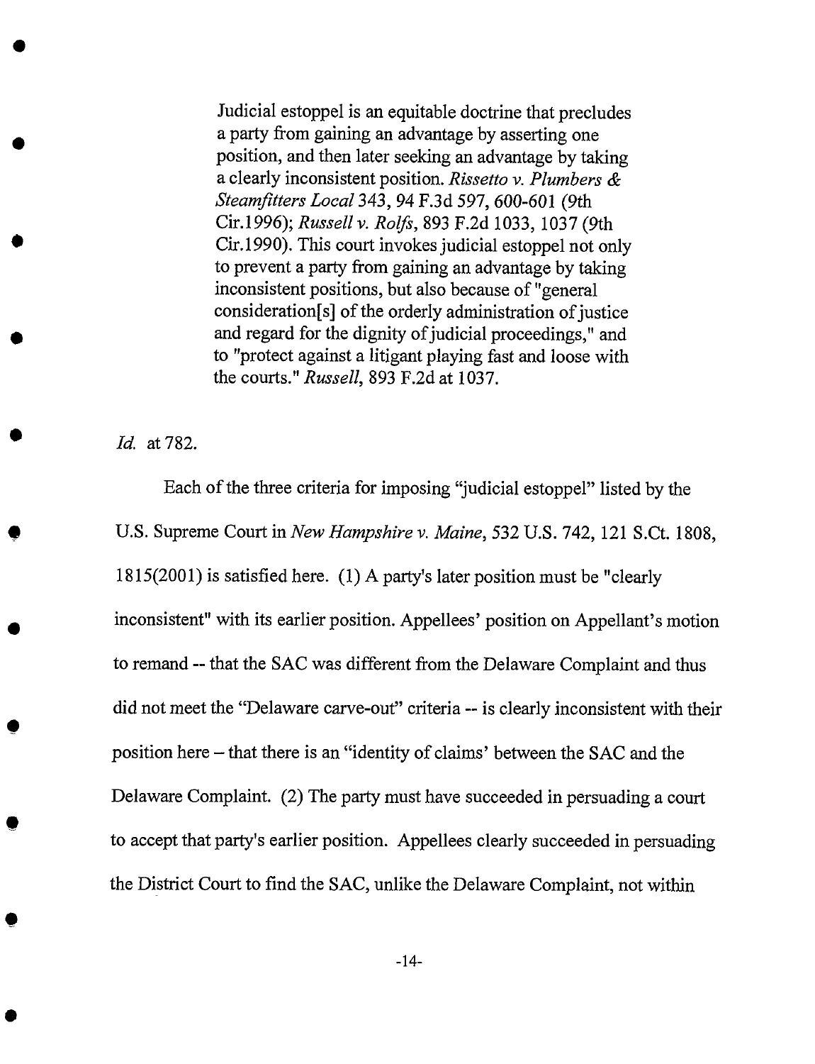> Judicial estoppel is an equitable doctrine that precludes a party from gaining an advantage by asserting one position, and then later seeking an advantage by taking a clearly inconsistent position. *Rissetto v. Plumbers & Steamfitters Local* 343, 94 F.3d 597, 600-601 (9th Cir.1996); *Russell v. Rolfs*, 893 F.2d 1033, 1037 (9th Cir.1990). This court invokes judicial estoppel not only to prevent a party from gaining an advantage by taking inconsistent positions, but also because of "general consideration[s] of the orderly administration of justice and regard for the dignity of judicial proceedings," and to "protect against a litigant playing fast and loose with the courts." *Russell*, 893 F.2d at 1037.

*Id.* at 782.

Each of the three criteria for imposing "judicial estoppel" listed by the U.S. Supreme Court in *New Hampshire v. Maine*, 532 U.S. 742, 121 S.Ct. 1808, 1815(2001) is satisfied here. (1) A party's later position must be "clearly inconsistent" with its earlier position. Appellees' position on Appellant's motion to remand -- that the SAC was different from the Delaware Complaint and thus did not meet the "Delaware carve-out" criteria -- is clearly inconsistent with their position here – that there is an "identity of claims' between the SAC and the Delaware Complaint. (2) The party must have succeeded in persuading a court to accept that party's earlier position. Appellees clearly succeeded in persuading the District Court to find the SAC, unlike the Delaware Complaint, not within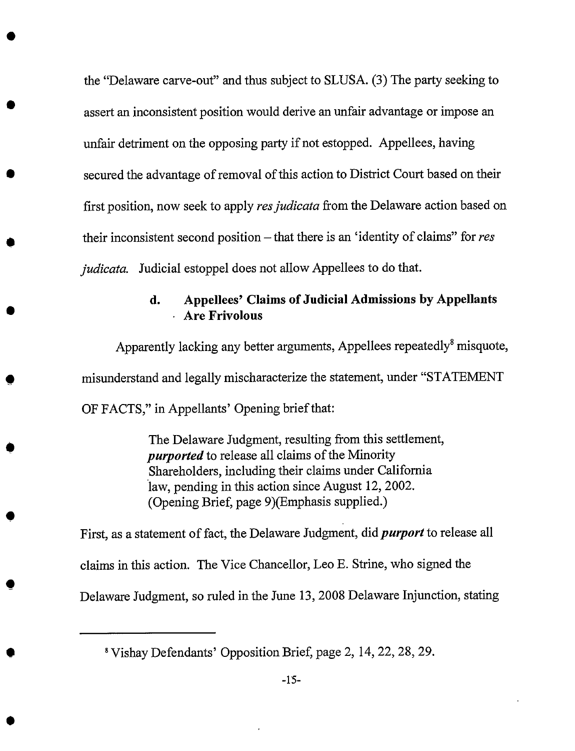the "Delaware carve-out" and thus subject to SLUSA. (3) The party seeking to assert an inconsistent position would derive an unfair advantage or impose an unfair detriment on the opposing party if not estopped. Appellees, having secured the advantage of removal of this action to District Court based on their first position, now seek to apply *res judicata* from the Delaware action based on their inconsistent second position – that there is an 'identity of claims" for *res judicata.* Judicial estoppel does not allow Appellees to do that.

#### d. Appellees' Claims of Judicial Admissions by Appellants Are Frivolous

Apparently lacking any better arguments, Appellees repeatedly[8] misquote, misunderstand and legally mischaracterize the statement, under "STATEMENT OF FACTS," in Appellants' Opening brief that:

> The Delaware Judgment, resulting from this settlement, ***purported*** to release all claims of the Minority Shareholders, including their claims under California law, pending in this action since August 12, 2002. (Opening Brief, page 9)(Emphasis supplied.)

First, as a statement of fact, the Delaware Judgment, did ***purport*** to release all claims in this action. The Vice Chancellor, Leo E. Strine, who signed the Delaware Judgment, so ruled in the June 13, 2008 Delaware Injunction, stating

---

[8] Vishay Defendants' Opposition Brief, page 2, 14, 22, 28, 29.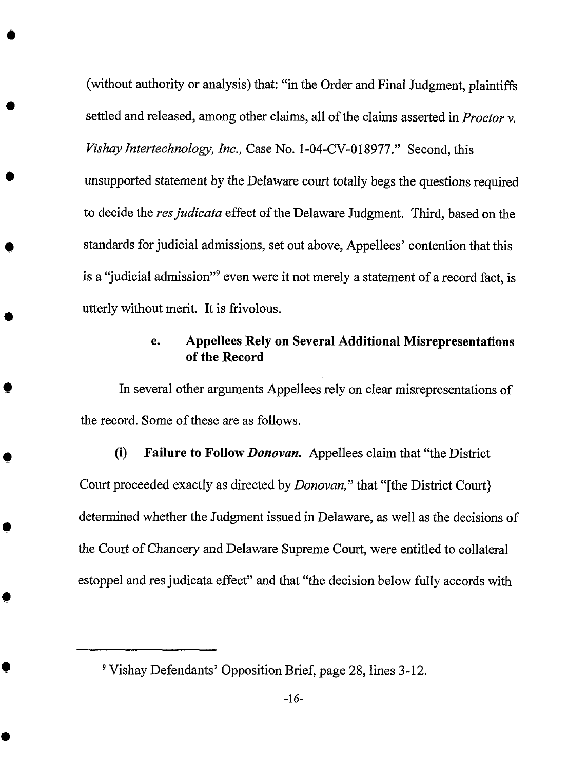(without authority or analysis) that: "in the Order and Final Judgment, plaintiffs settled and released, among other claims, all of the claims asserted in *Proctor v. Vishay Intertechnology, Inc.*, Case No. 1-04-CV-018977." Second, this unsupported statement by the Delaware court totally begs the questions required to decide the *res judicata* effect of the Delaware Judgment. Third, based on the standards for judicial admissions, set out above, Appellees' contention that this is a "judicial admission"[9] even were it not merely a statement of a record fact, is utterly without merit. It is frivolous.

#### e. Appellees Rely on Several Additional Misrepresentations of the Record

In several other arguments Appellees rely on clear misrepresentations of the record. Some of these are as follows.

**(i) Failure to Follow *Donovan*.** Appellees claim that "the District Court proceeded exactly as directed by *Donovan*," that "[the District Court} determined whether the Judgment issued in Delaware, as well as the decisions of the Court of Chancery and Delaware Supreme Court, were entitled to collateral estoppel and res judicata effect" and that "the decision below fully accords with

---

[9] Vishay Defendants' Opposition Brief, page 28, lines 3-12.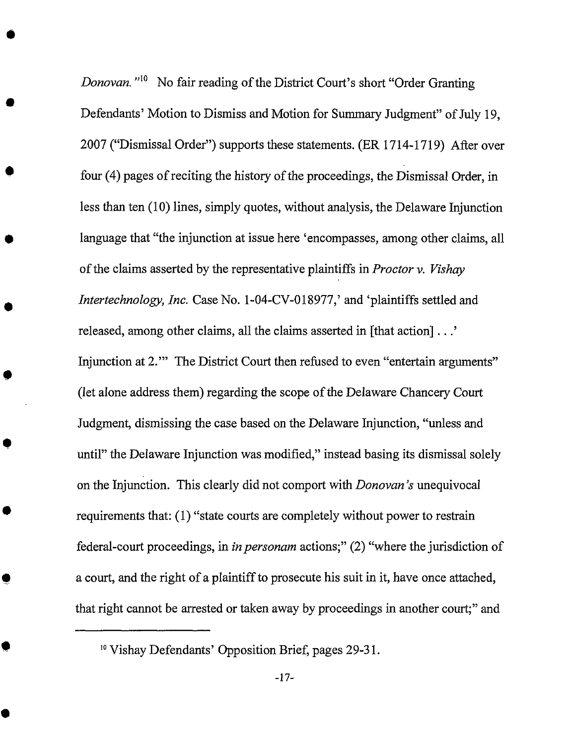*Donovan.*"[10] No fair reading of the District Court's short "Order Granting Defendants' Motion to Dismiss and Motion for Summary Judgment" of July 19, 2007 ("Dismissal Order") supports these statements. (ER 1714-1719) After over four (4) pages of reciting the history of the proceedings, the Dismissal Order, in less than ten (10) lines, simply quotes, without analysis, the Delaware Injunction language that "the injunction at issue here 'encompasses, among other claims, all of the claims asserted by the representative plaintiffs in *Proctor v. Vishay Intertechnology, Inc.* Case No. 1-04-CV-018977,' and 'plaintiffs settled and released, among other claims, all the claims asserted in [that action] . . .' Injunction at 2.'" The District Court then refused to even "entertain arguments" (let alone address them) regarding the scope of the Delaware Chancery Court Judgment, dismissing the case based on the Delaware Injunction, "unless and until" the Delaware Injunction was modified," instead basing its dismissal solely on the Injunction. This clearly did not comport with *Donovan's* unequivocal requirements that: (1) "state courts are completely without power to restrain federal-court proceedings, in *in personam* actions;" (2) "where the jurisdiction of a court, and the right of a plaintiff to prosecute his suit in it, have once attached, that right cannot be arrested or taken away by proceedings in another court;" and

[10] Vishay Defendants' Opposition Brief, pages 29-31.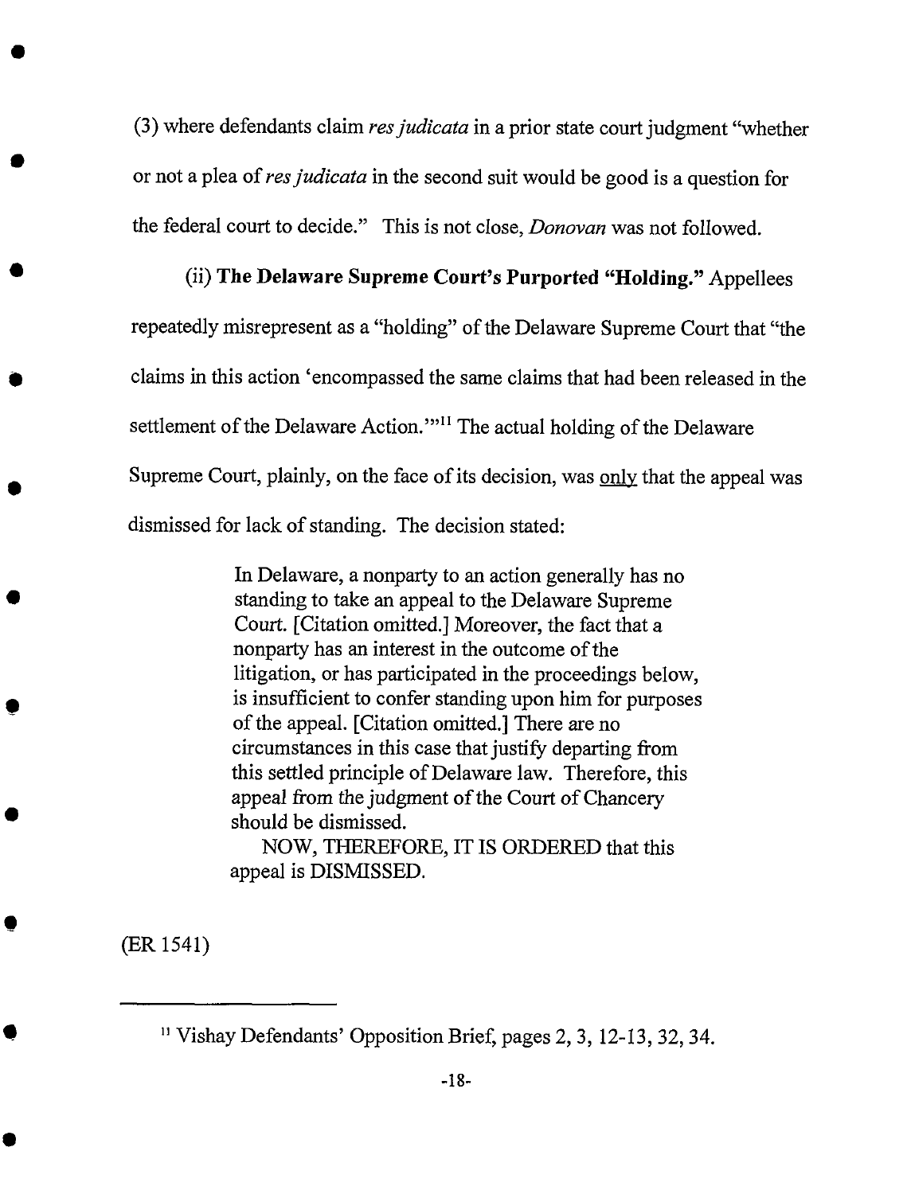(3) where defendants claim *res judicata* in a prior state court judgment "whether or not a plea of *res judicata* in the second suit would be good is a question for the federal court to decide." This is not close, *Donovan* was not followed.

(ii) **The Delaware Supreme Court's Purported "Holding."** Appellees repeatedly misrepresent as a "holding" of the Delaware Supreme Court that "the claims in this action 'encompassed the same claims that had been released in the settlement of the Delaware Action.'"[11] The actual holding of the Delaware Supreme Court, plainly, on the face of its decision, was only that the appeal was dismissed for lack of standing. The decision stated:

> In Delaware, a nonparty to an action generally has no standing to take an appeal to the Delaware Supreme Court. [Citation omitted.] Moreover, the fact that a nonparty has an interest in the outcome of the litigation, or has participated in the proceedings below, is insufficient to confer standing upon him for purposes of the appeal. [Citation omitted.] There are no circumstances in this case that justify departing from this settled principle of Delaware law. Therefore, this appeal from the judgment of the Court of Chancery should be dismissed.
>
> NOW, THEREFORE, IT IS ORDERED that this appeal is DISMISSED.

(ER 1541)

---

[11] Vishay Defendants' Opposition Brief, pages 2, 3, 12-13, 32, 34.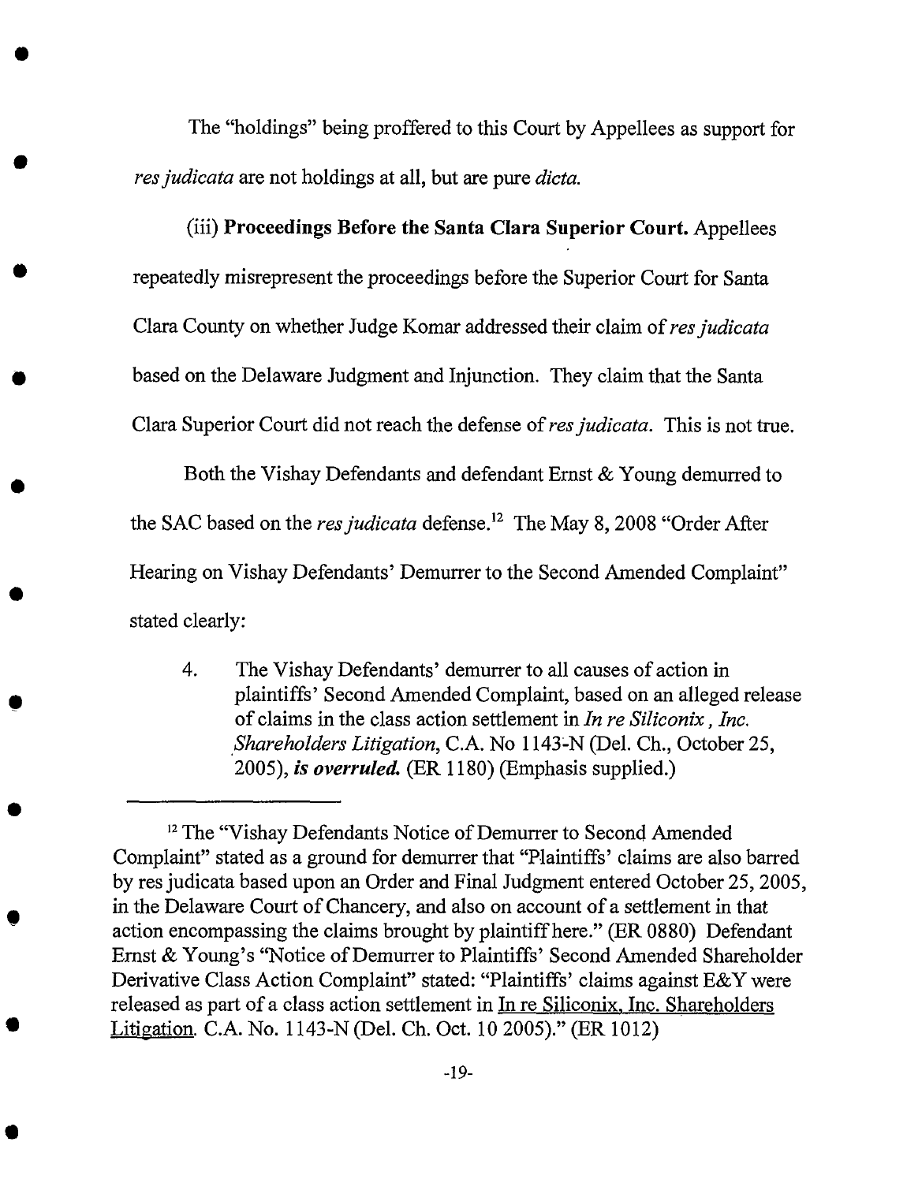The "holdings" being proffered to this Court by Appellees as support for *res judicata* are not holdings at all, but are pure *dicta.*

(iii) **Proceedings Before the Santa Clara Superior Court.** Appellees repeatedly misrepresent the proceedings before the Superior Court for Santa Clara County on whether Judge Komar addressed their claim of *res judicata* based on the Delaware Judgment and Injunction. They claim that the Santa Clara Superior Court did not reach the defense of *res judicata*. This is not true.

Both the Vishay Defendants and defendant Ernst & Young demurred to the SAC based on the *res judicata* defense.[12] The May 8, 2008 "Order After Hearing on Vishay Defendants' Demurrer to the Second Amended Complaint" stated clearly:

> 4. The Vishay Defendants' demurrer to all causes of action in plaintiffs' Second Amended Complaint, based on an alleged release of claims in the class action settlement in *In re Siliconix, Inc. Shareholders Litigation*, C.A. No 1143-N (Del. Ch., October 25, 2005), ***is overruled.*** (ER 1180) (Emphasis supplied.)

---

[12] The "Vishay Defendants Notice of Demurrer to Second Amended Complaint" stated as a ground for demurrer that "Plaintiffs' claims are also barred by res judicata based upon an Order and Final Judgment entered October 25, 2005, in the Delaware Court of Chancery, and also on account of a settlement in that action encompassing the claims brought by plaintiff here." (ER 0880) Defendant Ernst & Young's "Notice of Demurrer to Plaintiffs' Second Amended Shareholder Derivative Class Action Complaint" stated: "Plaintiffs' claims against E&Y were released as part of a class action settlement in <u>In re Siliconix, Inc. Shareholders Litigation</u>. C.A. No. 1143-N (Del. Ch. Oct. 10 2005)." (ER 1012)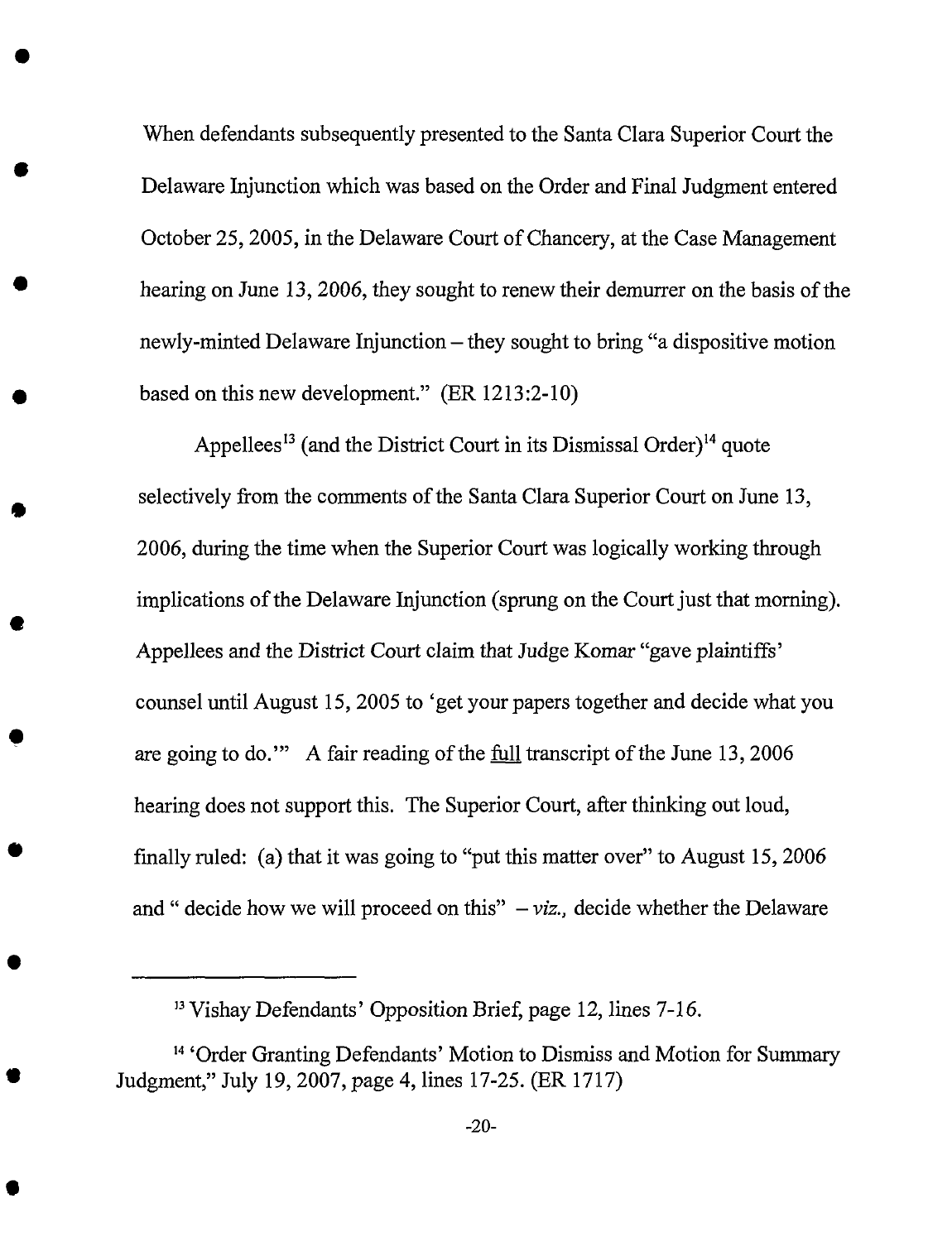When defendants subsequently presented to the Santa Clara Superior Court the Delaware Injunction which was based on the Order and Final Judgment entered October 25, 2005, in the Delaware Court of Chancery, at the Case Management hearing on June 13, 2006, they sought to renew their demurrer on the basis of the newly-minted Delaware Injunction – they sought to bring "a dispositive motion based on this new development." (ER 1213:2-10)

Appellees[13] (and the District Court in its Dismissal Order)[14] quote selectively from the comments of the Santa Clara Superior Court on June 13, 2006, during the time when the Superior Court was logically working through implications of the Delaware Injunction (sprung on the Court just that morning). Appellees and the District Court claim that Judge Komar "gave plaintiffs' counsel until August 15, 2005 to 'get your papers together and decide what you are going to do.'" A fair reading of the <u>full</u> transcript of the June 13, 2006 hearing does not support this. The Superior Court, after thinking out loud, finally ruled: (a) that it was going to "put this matter over" to August 15, 2006 and " decide how we will proceed on this" – *viz.,* decide whether the Delaware

---

[13] Vishay Defendants' Opposition Brief, page 12, lines 7-16.

[14] 'Order Granting Defendants' Motion to Dismiss and Motion for Summary Judgment," July 19, 2007, page 4, lines 17-25. (ER 1717)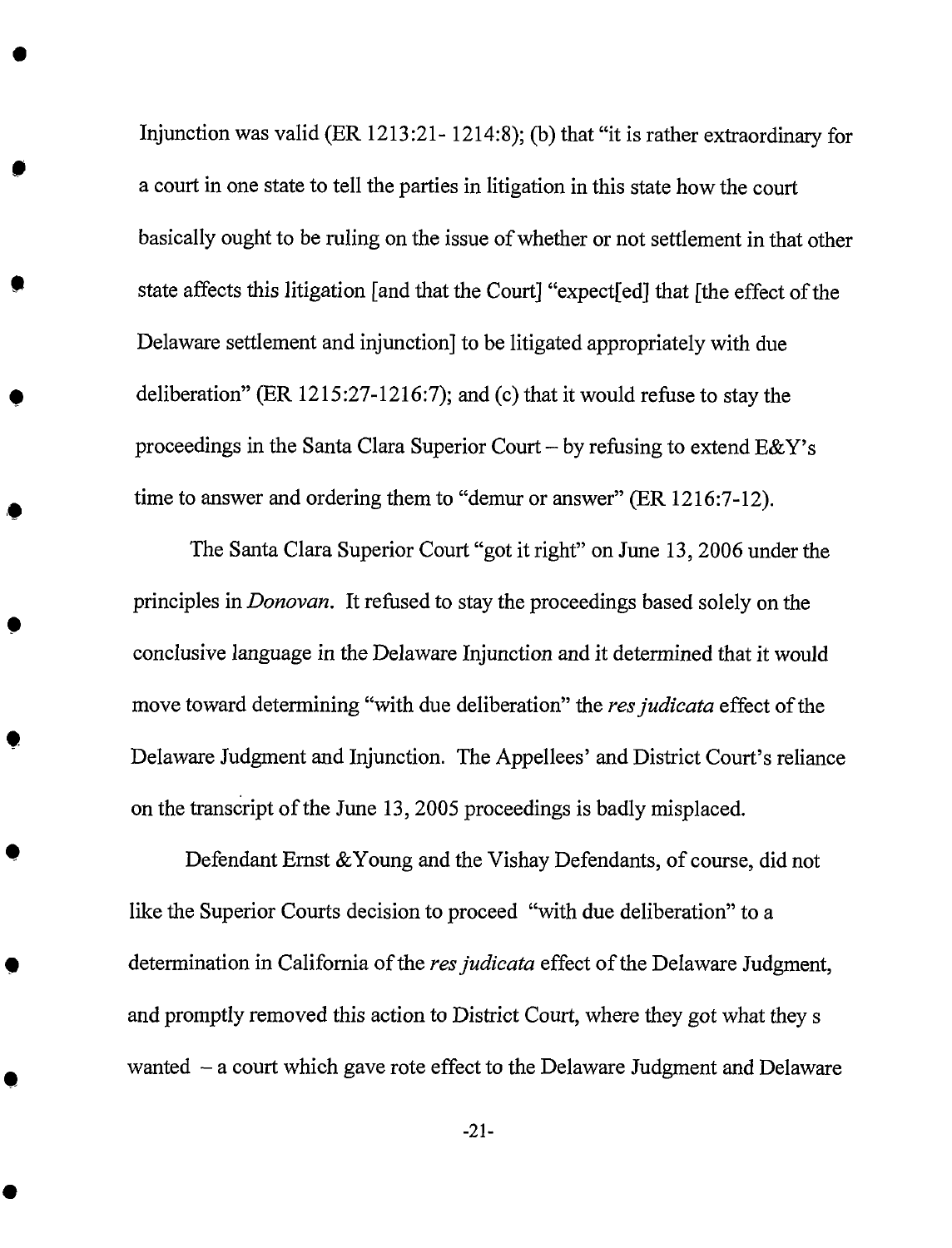Injunction was valid (ER 1213:21- 1214:8); (b) that "it is rather extraordinary for a court in one state to tell the parties in litigation in this state how the court basically ought to be ruling on the issue of whether or not settlement in that other state affects this litigation [and that the Court] "expect[ed] that [the effect of the Delaware settlement and injunction] to be litigated appropriately with due deliberation" (ER 1215:27-1216:7); and (c) that it would refuse to stay the proceedings in the Santa Clara Superior Court – by refusing to extend E&Y's time to answer and ordering them to "demur or answer" (ER 1216:7-12).

The Santa Clara Superior Court "got it right" on June 13, 2006 under the principles in *Donovan*. It refused to stay the proceedings based solely on the conclusive language in the Delaware Injunction and it determined that it would move toward determining "with due deliberation" the *res judicata* effect of the Delaware Judgment and Injunction. The Appellees' and District Court's reliance on the transcript of the June 13, 2005 proceedings is badly misplaced.

Defendant Ernst &Young and the Vishay Defendants, of course, did not like the Superior Courts decision to proceed "with due deliberation" to a determination in California of the *res judicata* effect of the Delaware Judgment, and promptly removed this action to District Court, where they got what they s wanted – a court which gave rote effect to the Delaware Judgment and Delaware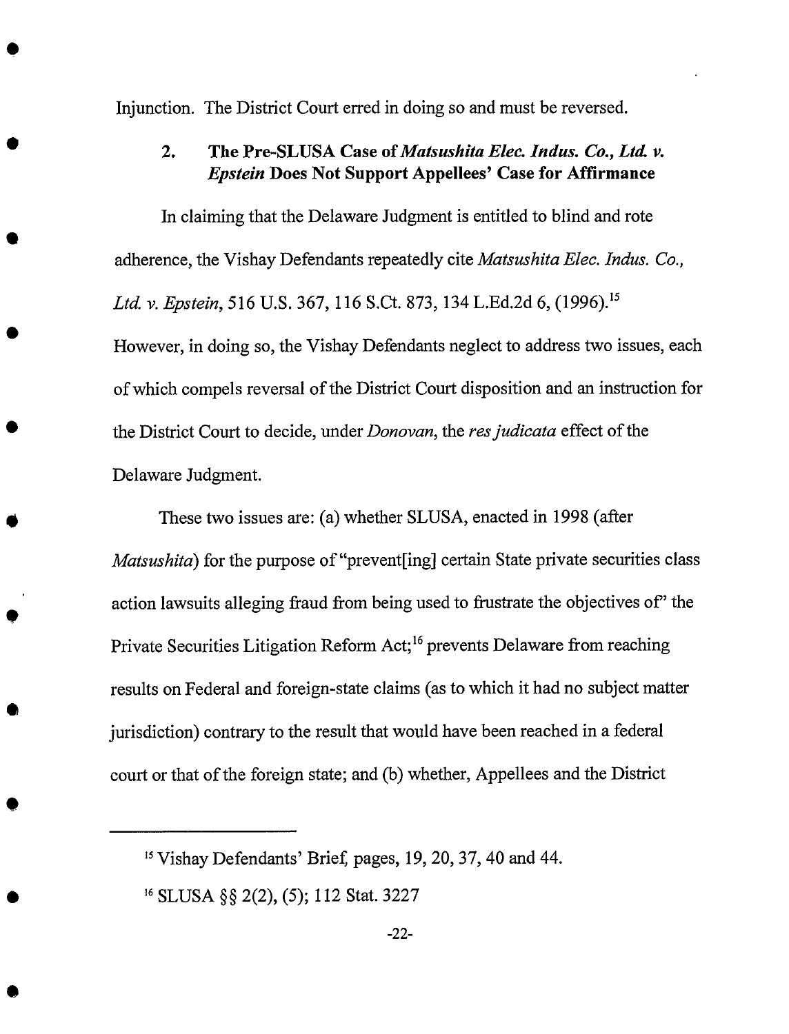Injunction. The District Court erred in doing so and must be reversed.

### 2. The Pre-SLUSA Case of *Matsushita Elec. Indus. Co., Ltd. v. Epstein* Does Not Support Appellees' Case for Affirmance

In claiming that the Delaware Judgment is entitled to blind and rote adherence, the Vishay Defendants repeatedly cite *Matsushita Elec. Indus. Co., Ltd. v. Epstein*, 516 U.S. 367, 116 S.Ct. 873, 134 L.Ed.2d 6, (1996).[15] However, in doing so, the Vishay Defendants neglect to address two issues, each of which compels reversal of the District Court disposition and an instruction for the District Court to decide, under *Donovan*, the *res judicata* effect of the Delaware Judgment.

These two issues are: (a) whether SLUSA, enacted in 1998 (after *Matsushita*) for the purpose of "prevent[ing] certain State private securities class action lawsuits alleging fraud from being used to frustrate the objectives of" the Private Securities Litigation Reform Act;[16] prevents Delaware from reaching results on Federal and foreign-state claims (as to which it had no subject matter jurisdiction) contrary to the result that would have been reached in a federal court or that of the foreign state; and (b) whether, Appellees and the District

---

[15] Vishay Defendants' Brief, pages, 19, 20, 37, 40 and 44.

[16] SLUSA §§ 2(2), (5); 112 Stat. 3227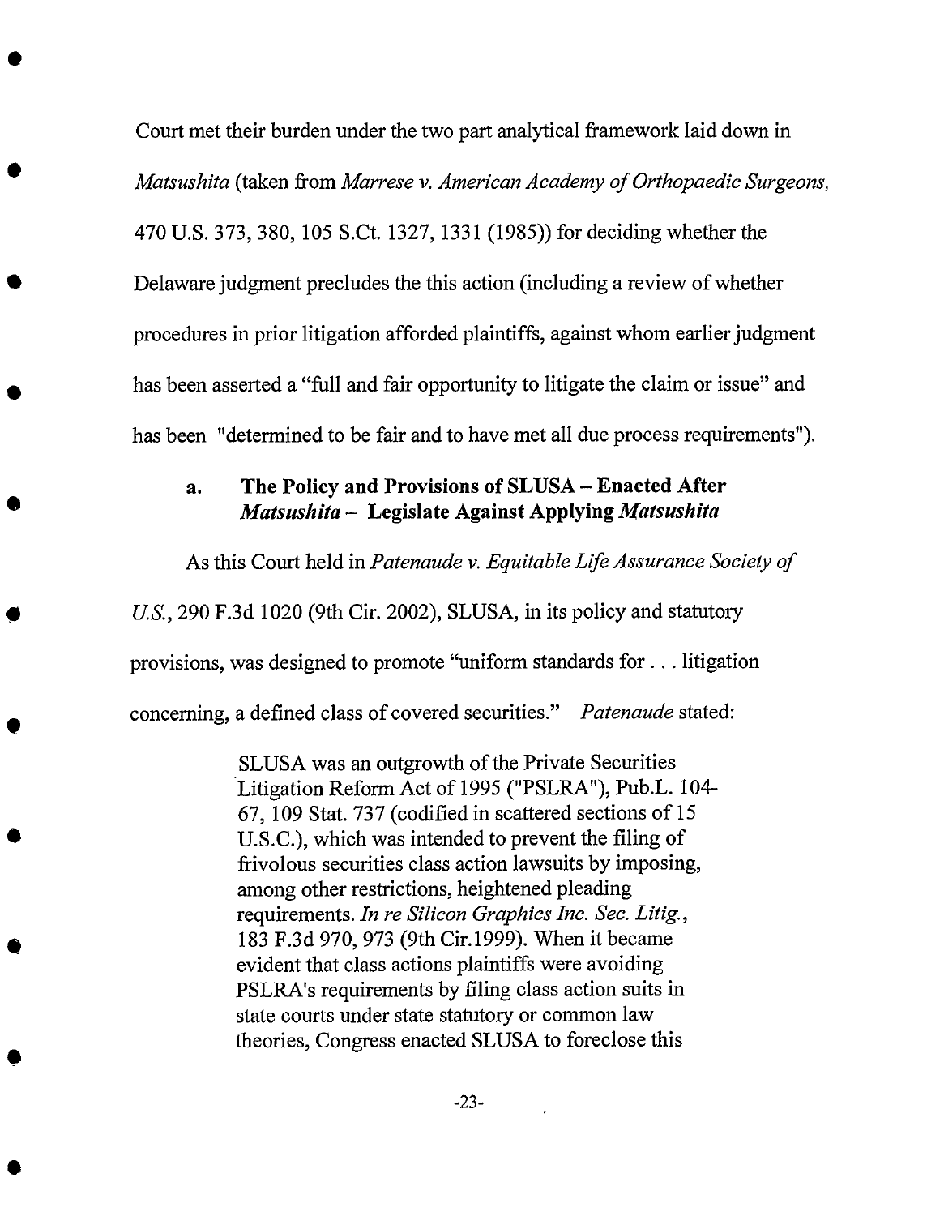Court met their burden under the two part analytical framework laid down in *Matsushita* (taken from *Marrese v. American Academy of Orthopaedic Surgeons,* 470 U.S. 373, 380, 105 S.Ct. 1327, 1331 (1985)) for deciding whether the Delaware judgment precludes the this action (including a review of whether procedures in prior litigation afforded plaintiffs, against whom earlier judgment has been asserted a "full and fair opportunity to litigate the claim or issue" and has been "determined to be fair and to have met all due process requirements").

### a. The Policy and Provisions of SLUSA – Enacted After *Matsushita* – Legislate Against Applying *Matsushita*

As this Court held in *Patenaude v. Equitable Life Assurance Society of U.S.*, 290 F.3d 1020 (9th Cir. 2002), SLUSA, in its policy and statutory provisions, was designed to promote "uniform standards for . . . litigation concerning, a defined class of covered securities." *Patenaude* stated:

> SLUSA was an outgrowth of the Private Securities Litigation Reform Act of 1995 ("PSLRA"), Pub.L. 104-67, 109 Stat. 737 (codified in scattered sections of 15 U.S.C.), which was intended to prevent the filing of frivolous securities class action lawsuits by imposing, among other restrictions, heightened pleading requirements. *In re Silicon Graphics Inc. Sec. Litig.*, 183 F.3d 970, 973 (9th Cir.1999). When it became evident that class actions plaintiffs were avoiding PSLRA's requirements by filing class action suits in state courts under state statutory or common law theories, Congress enacted SLUSA to foreclose this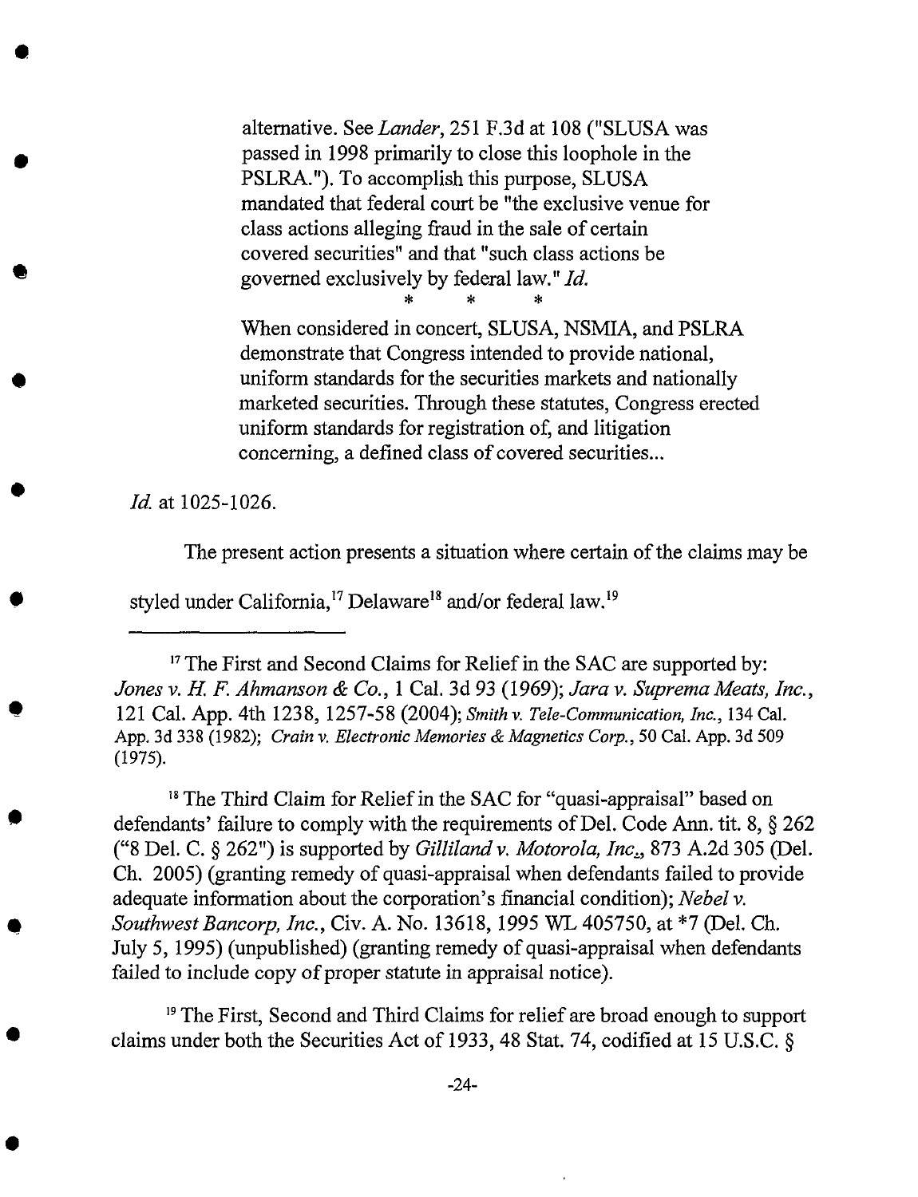> alternative. See *Lander*, 251 F.3d at 108 ("SLUSA was passed in 1998 primarily to close this loophole in the PSLRA."). To accomplish this purpose, SLUSA mandated that federal court be "the exclusive venue for class actions alleging fraud in the sale of certain covered securities" and that "such class actions be governed exclusively by federal law." *Id.*
>
> \* \* \*
>
> When considered in concert, SLUSA, NSMIA, and PSLRA demonstrate that Congress intended to provide national, uniform standards for the securities markets and nationally marketed securities. Through these statutes, Congress erected uniform standards for registration of, and litigation concerning, a defined class of covered securities...

*Id.* at 1025-1026.

The present action presents a situation where certain of the claims may be styled under California,[17] Delaware[18] and/or federal law.[19]

---

[17] The First and Second Claims for Relief in the SAC are supported by: *Jones v. H. F. Ahmanson & Co.*, 1 Cal. 3d 93 (1969); *Jara v. Suprema Meats, Inc.*, 121 Cal. App. 4th 1238, 1257-58 (2004); *Smith v. Tele-Communication, Inc.*, 134 Cal. App. 3d 338 (1982); *Crain v. Electronic Memories & Magnetics Corp.*, 50 Cal. App. 3d 509 (1975).

[18] The Third Claim for Relief in the SAC for "quasi-appraisal" based on defendants' failure to comply with the requirements of Del. Code Ann. tit. 8, § 262 ("8 Del. C. § 262") is supported by *Gilliland v. Motorola, Inc.*, 873 A.2d 305 (Del. Ch. 2005) (granting remedy of quasi-appraisal when defendants failed to provide adequate information about the corporation's financial condition); *Nebel v. Southwest Bancorp, Inc.*, Civ. A. No. 13618, 1995 WL 405750, at *7 (Del. Ch. July 5, 1995) (unpublished) (granting remedy of quasi-appraisal when defendants failed to include copy of proper statute in appraisal notice).

[19] The First, Second and Third Claims for relief are broad enough to support claims under both the Securities Act of 1933, 48 Stat. 74, codified at 15 U.S.C. §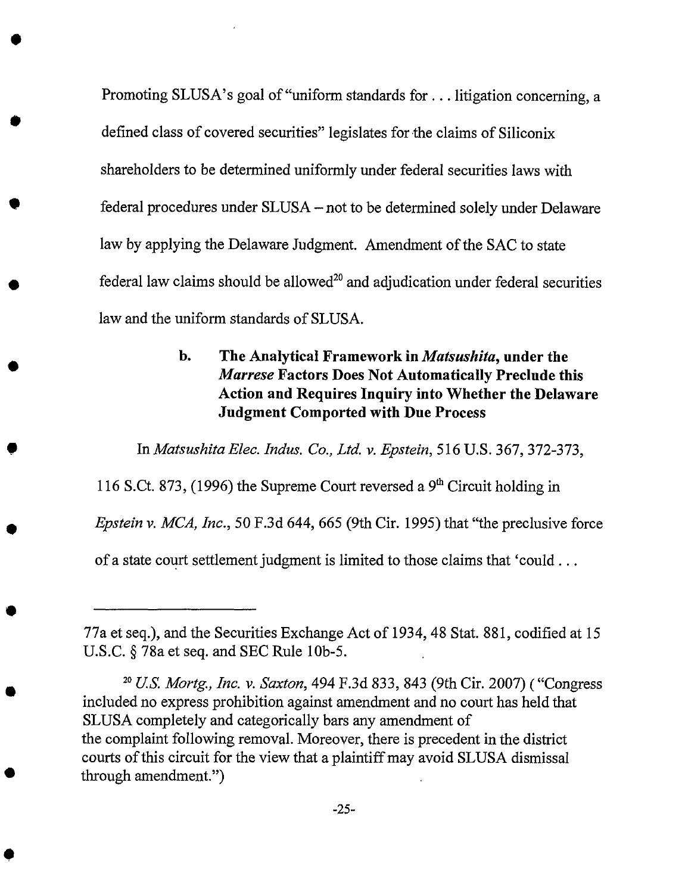Promoting SLUSA's goal of "uniform standards for . . . litigation concerning, a defined class of covered securities" legislates for the claims of Siliconix shareholders to be determined uniformly under federal securities laws with federal procedures under SLUSA – not to be determined solely under Delaware law by applying the Delaware Judgment. Amendment of the SAC to state federal law claims should be allowed[20] and adjudication under federal securities law and the uniform standards of SLUSA.

### b. The Analytical Framework in *Matsushita*, under the *Marrese* Factors Does Not Automatically Preclude this Action and Requires Inquiry into Whether the Delaware Judgment Comported with Due Process

In *Matsushita Elec. Indus. Co., Ltd. v. Epstein*, 516 U.S. 367, 372-373, 116 S.Ct. 873, (1996) the Supreme Court reversed a 9th Circuit holding in *Epstein v. MCA, Inc.*, 50 F.3d 644, 665 (9th Cir. 1995) that "the preclusive force of a state court settlement judgment is limited to those claims that 'could . . .

---

77a et seq.), and the Securities Exchange Act of 1934, 48 Stat. 881, codified at 15 U.S.C. § 78a et seq. and SEC Rule 10b-5.

[20] *U.S. Mortg., Inc. v. Saxton*, 494 F.3d 833, 843 (9th Cir. 2007) ("Congress included no express prohibition against amendment and no court has held that SLUSA completely and categorically bars any amendment of the complaint following removal. Moreover, there is precedent in the district courts of this circuit for the view that a plaintiff may avoid SLUSA dismissal through amendment.")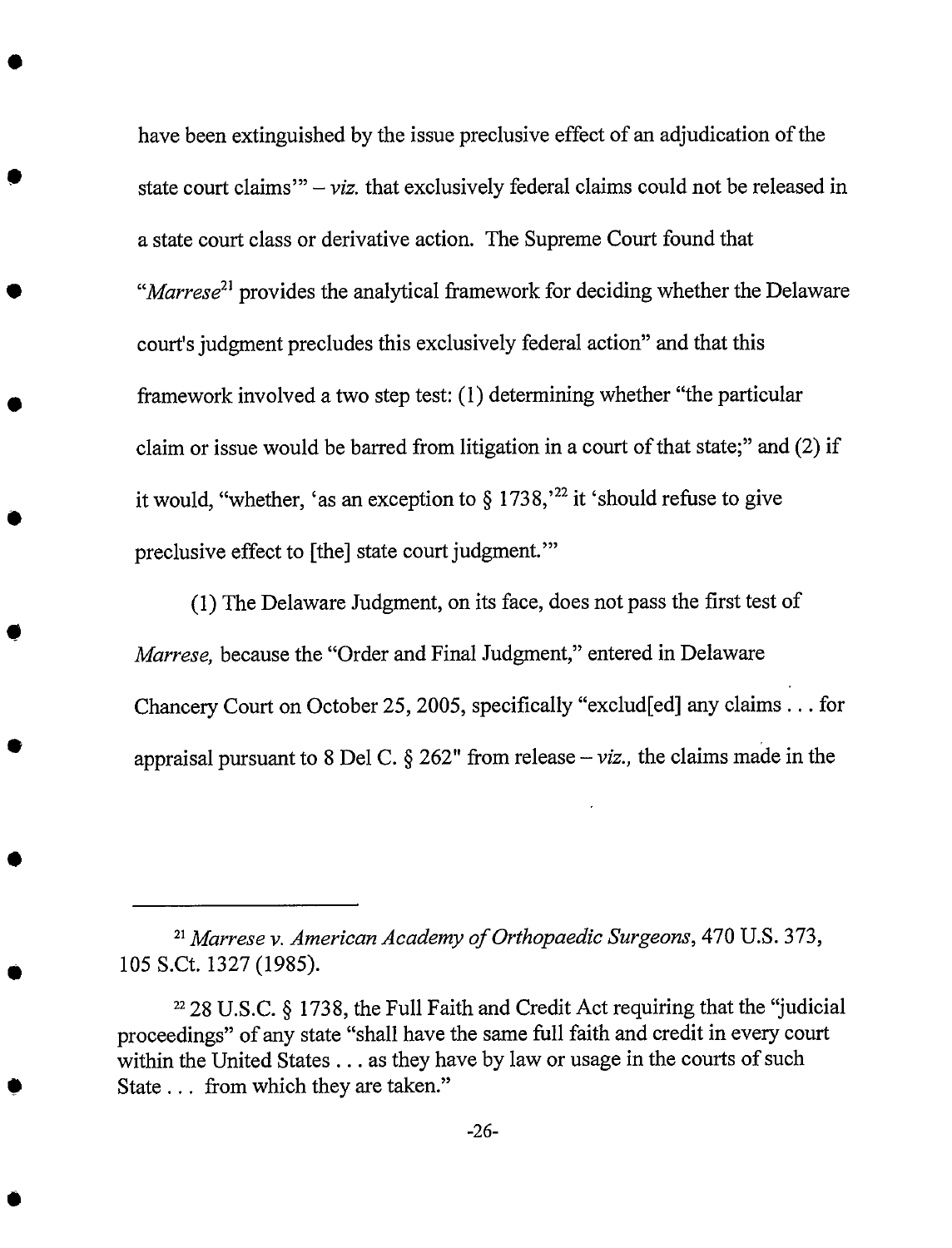have been extinguished by the issue preclusive effect of an adjudication of the state court claims'" – *viz.* that exclusively federal claims could not be released in a state court class or derivative action. The Supreme Court found that "*Marrese*[21] provides the analytical framework for deciding whether the Delaware court's judgment precludes this exclusively federal action" and that this framework involved a two step test: (1) determining whether "the particular claim or issue would be barred from litigation in a court of that state;" and (2) if it would, "whether, 'as an exception to § 1738,'[22] it 'should refuse to give preclusive effect to [the] state court judgment.'"

(1) The Delaware Judgment, on its face, does not pass the first test of *Marrese,* because the "Order and Final Judgment," entered in Delaware Chancery Court on October 25, 2005, specifically "exclud[ed] any claims . . . for appraisal pursuant to 8 Del C. § 262" from release – *viz.,* the claims made in the

---

[21] *Marrese v. American Academy of Orthopaedic Surgeons*, 470 U.S. 373, 105 S.Ct. 1327 (1985).

[22] 28 U.S.C. § 1738, the Full Faith and Credit Act requiring that the "judicial proceedings" of any state "shall have the same full faith and credit in every court within the United States . . . as they have by law or usage in the courts of such State . . . from which they are taken."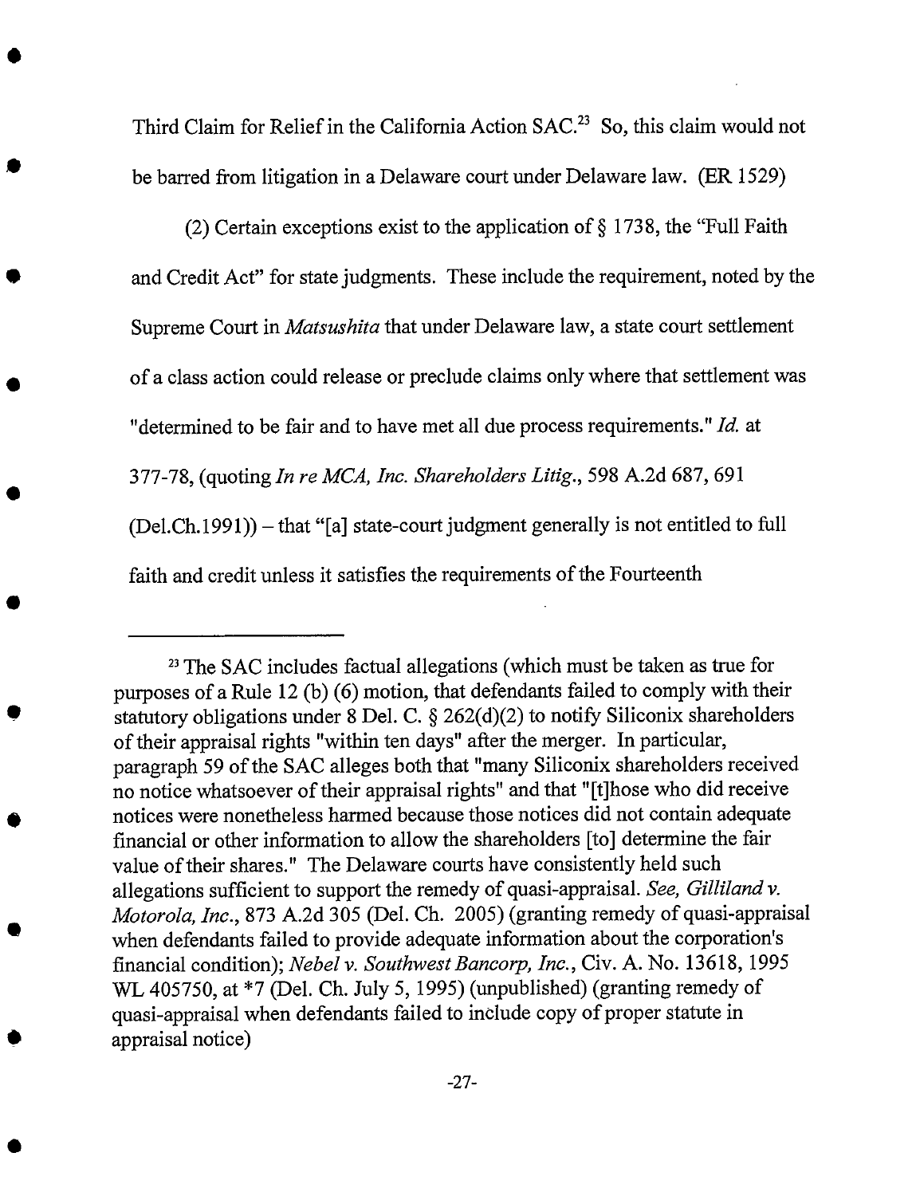Third Claim for Relief in the California Action SAC.[23] So, this claim would not be barred from litigation in a Delaware court under Delaware law. (ER 1529)

(2) Certain exceptions exist to the application of § 1738, the "Full Faith and Credit Act" for state judgments. These include the requirement, noted by the Supreme Court in *Matsushita* that under Delaware law, a state court settlement of a class action could release or preclude claims only where that settlement was "determined to be fair and to have met all due process requirements." *Id.* at 377-78, (quoting *In re MCA, Inc. Shareholders Litig.*, 598 A.2d 687, 691 (Del.Ch.1991)) – that "[a] state-court judgment generally is not entitled to full faith and credit unless it satisfies the requirements of the Fourteenth

---

[23] The SAC includes factual allegations (which must be taken as true for purposes of a Rule 12 (b) (6) motion, that defendants failed to comply with their statutory obligations under 8 Del. C. § 262(d)(2) to notify Siliconix shareholders of their appraisal rights "within ten days" after the merger. In particular, paragraph 59 of the SAC alleges both that "many Siliconix shareholders received no notice whatsoever of their appraisal rights" and that "[t]hose who did receive notices were nonetheless harmed because those notices did not contain adequate financial or other information to allow the shareholders [to] determine the fair value of their shares." The Delaware courts have consistently held such allegations sufficient to support the remedy of quasi-appraisal. *See, Gilliland v. Motorola, Inc.*, 873 A.2d 305 (Del. Ch. 2005) (granting remedy of quasi-appraisal when defendants failed to provide adequate information about the corporation's financial condition); *Nebel v. Southwest Bancorp, Inc.*, Civ. A. No. 13618, 1995 WL 405750, at *7 (Del. Ch. July 5, 1995) (unpublished) (granting remedy of quasi-appraisal when defendants failed to include copy of proper statute in appraisal notice)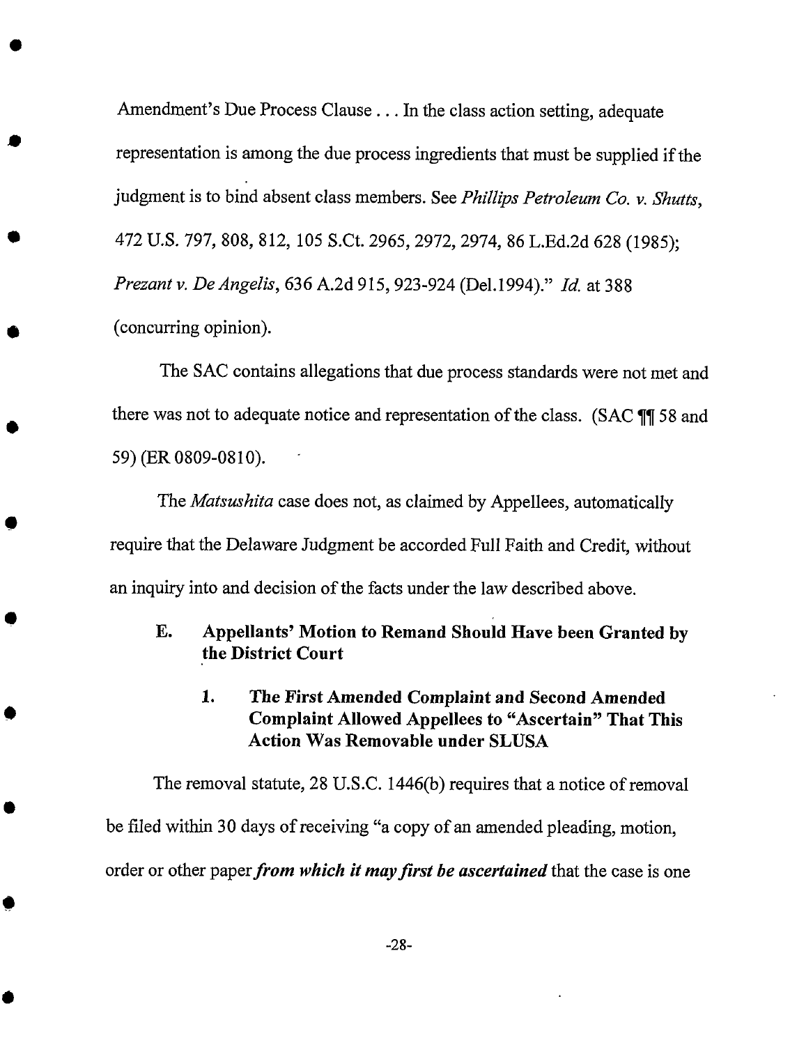Amendment's Due Process Clause . . . In the class action setting, adequate representation is among the due process ingredients that must be supplied if the judgment is to bind absent class members. See *Phillips Petroleum Co. v. Shutts*, 472 U.S. 797, 808, 812, 105 S.Ct. 2965, 2972, 2974, 86 L.Ed.2d 628 (1985); *Prezant v. De Angelis*, 636 A.2d 915, 923-924 (Del.1994)." *Id.* at 388 (concurring opinion).

The SAC contains allegations that due process standards were not met and there was not to adequate notice and representation of the class. (SAC ¶¶ 58 and 59) (ER 0809-0810).

The *Matsushita* case does not, as claimed by Appellees, automatically require that the Delaware Judgment be accorded Full Faith and Credit, without an inquiry into and decision of the facts under the law described above.

### E. Appellants' Motion to Remand Should Have been Granted by the District Court

#### 1. The First Amended Complaint and Second Amended Complaint Allowed Appellees to "Ascertain" That This Action Was Removable under SLUSA

The removal statute, 28 U.S.C. 1446(b) requires that a notice of removal be filed within 30 days of receiving "a copy of an amended pleading, motion, order or other paper ***from which it may first be ascertained*** that the case is one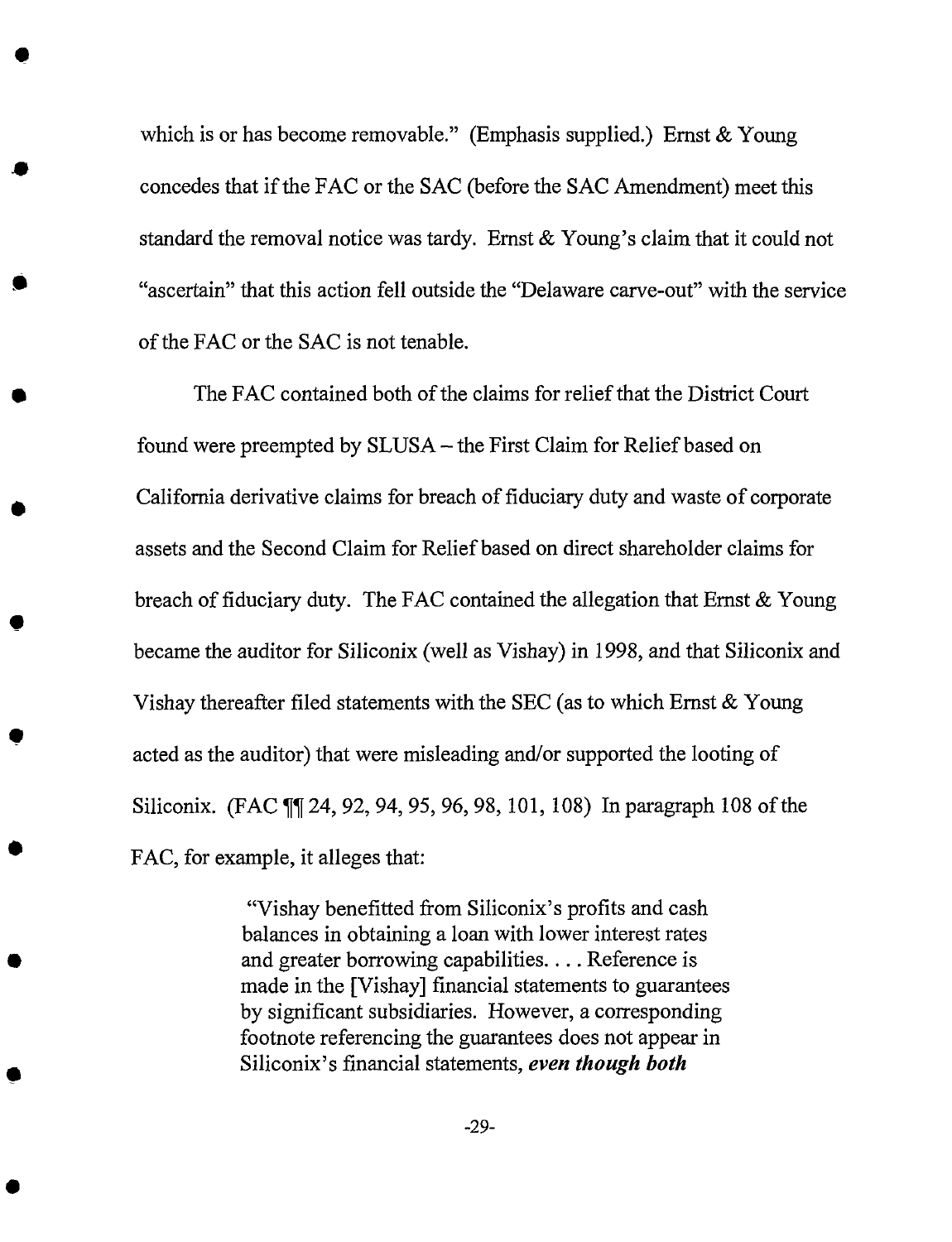which is or has become removable." (Emphasis supplied.) Ernst & Young concedes that if the FAC or the SAC (before the SAC Amendment) meet this standard the removal notice was tardy. Ernst & Young's claim that it could not "ascertain" that this action fell outside the "Delaware carve-out" with the service of the FAC or the SAC is not tenable.

The FAC contained both of the claims for relief that the District Court found were preempted by SLUSA – the First Claim for Relief based on California derivative claims for breach of fiduciary duty and waste of corporate assets and the Second Claim for Relief based on direct shareholder claims for breach of fiduciary duty. The FAC contained the allegation that Ernst & Young became the auditor for Siliconix (well as Vishay) in 1998, and that Siliconix and Vishay thereafter filed statements with the SEC (as to which Ernst & Young acted as the auditor) that were misleading and/or supported the looting of Siliconix. (FAC ¶¶ 24, 92, 94, 95, 96, 98, 101, 108) In paragraph 108 of the FAC, for example, it alleges that:

> "Vishay benefitted from Siliconix's profits and cash balances in obtaining a loan with lower interest rates and greater borrowing capabilities. . . . Reference is made in the [Vishay] financial statements to guarantees by significant subsidiaries. However, a corresponding footnote referencing the guarantees does not appear in Siliconix's financial statements, ***even though both***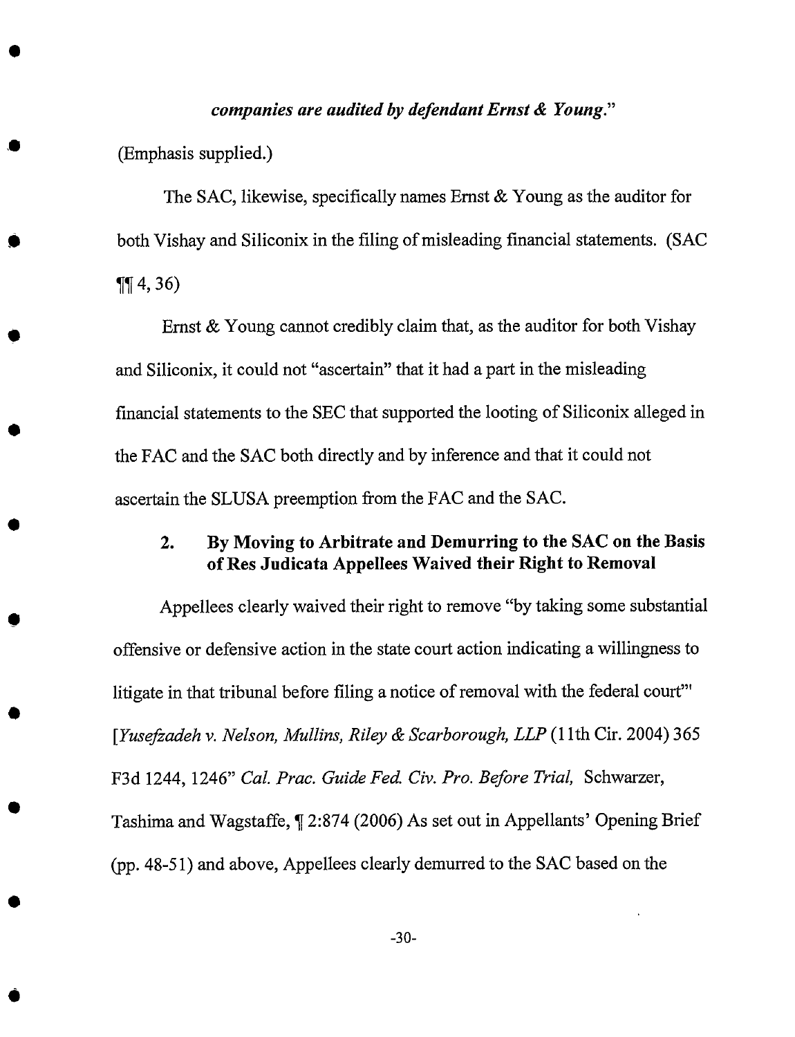*companies are audited by defendant Ernst & Young*."

(Emphasis supplied.)

The SAC, likewise, specifically names Ernst & Young as the auditor for both Vishay and Siliconix in the filing of misleading financial statements. (SAC ¶¶ 4, 36)

Ernst & Young cannot credibly claim that, as the auditor for both Vishay and Siliconix, it could not "ascertain" that it had a part in the misleading financial statements to the SEC that supported the looting of Siliconix alleged in the FAC and the SAC both directly and by inference and that it could not ascertain the SLUSA preemption from the FAC and the SAC.

### 2. By Moving to Arbitrate and Demurring to the SAC on the Basis of Res Judicata Appellees Waived their Right to Removal

Appellees clearly waived their right to remove "by taking some substantial offensive or defensive action in the state court action indicating a willingness to litigate in that tribunal before filing a notice of removal with the federal court"' [*Yusefzadeh v. Nelson, Mullins, Riley & Scarborough, LLP* (11th Cir. 2004) 365 F3d 1244, 1246" *Cal. Prac. Guide Fed. Civ. Pro. Before Trial,* Schwarzer, Tashima and Wagstaffe, ¶ 2:874 (2006) As set out in Appellants' Opening Brief (pp. 48-51) and above, Appellees clearly demurred to the SAC based on the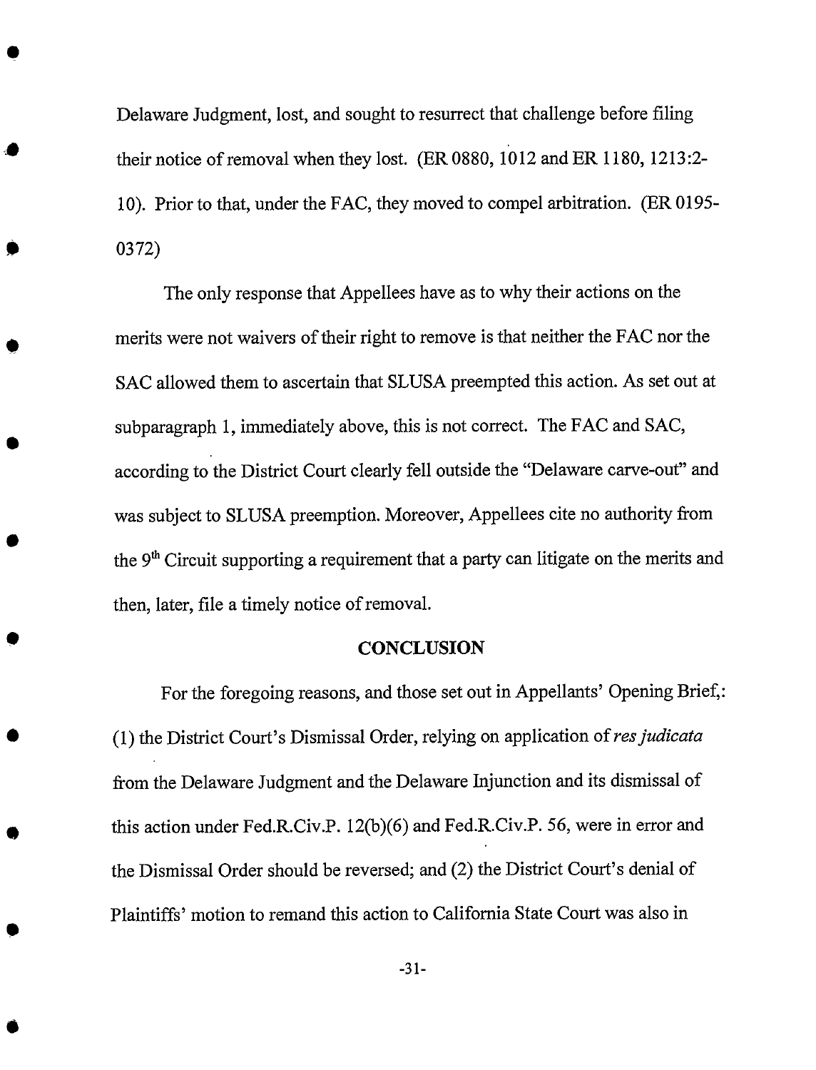Delaware Judgment, lost, and sought to resurrect that challenge before filing their notice of removal when they lost. (ER 0880, 1012 and ER 1180, 1213:2-10). Prior to that, under the FAC, they moved to compel arbitration. (ER 0195-0372)

The only response that Appellees have as to why their actions on the merits were not waivers of their right to remove is that neither the FAC nor the SAC allowed them to ascertain that SLUSA preempted this action. As set out at subparagraph 1, immediately above, this is not correct. The FAC and SAC, according to the District Court clearly fell outside the "Delaware carve-out" and was subject to SLUSA preemption. Moreover, Appellees cite no authority from the 9[th] Circuit supporting a requirement that a party can litigate on the merits and then, later, file a timely notice of removal.

## CONCLUSION

For the foregoing reasons, and those set out in Appellants' Opening Brief,: (1) the District Court's Dismissal Order, relying on application of *res judicata* from the Delaware Judgment and the Delaware Injunction and its dismissal of this action under Fed.R.Civ.P. 12(b)(6) and Fed.R.Civ.P. 56, were in error and the Dismissal Order should be reversed; and (2) the District Court's denial of Plaintiffs' motion to remand this action to California State Court was also in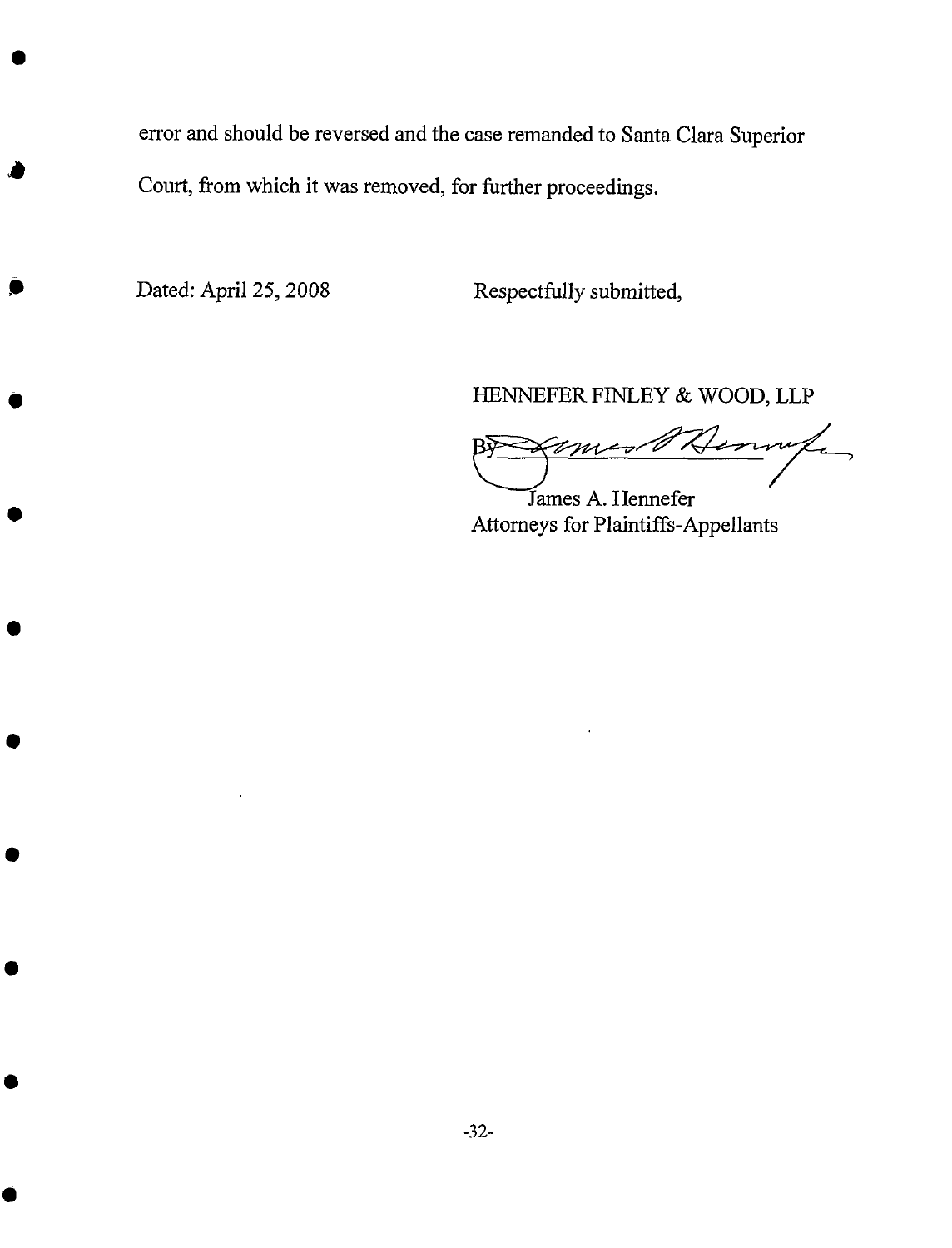error and should be reversed and the case remanded to Santa Clara Superior Court, from which it was removed, for further proceedings.

Dated: April 25, 2008

Respectfully submitted,

HENNEFER FINLEY & WOOD, LLP

By ____________________

James A. Hennefer
Attorneys for Plaintiffs-Appellants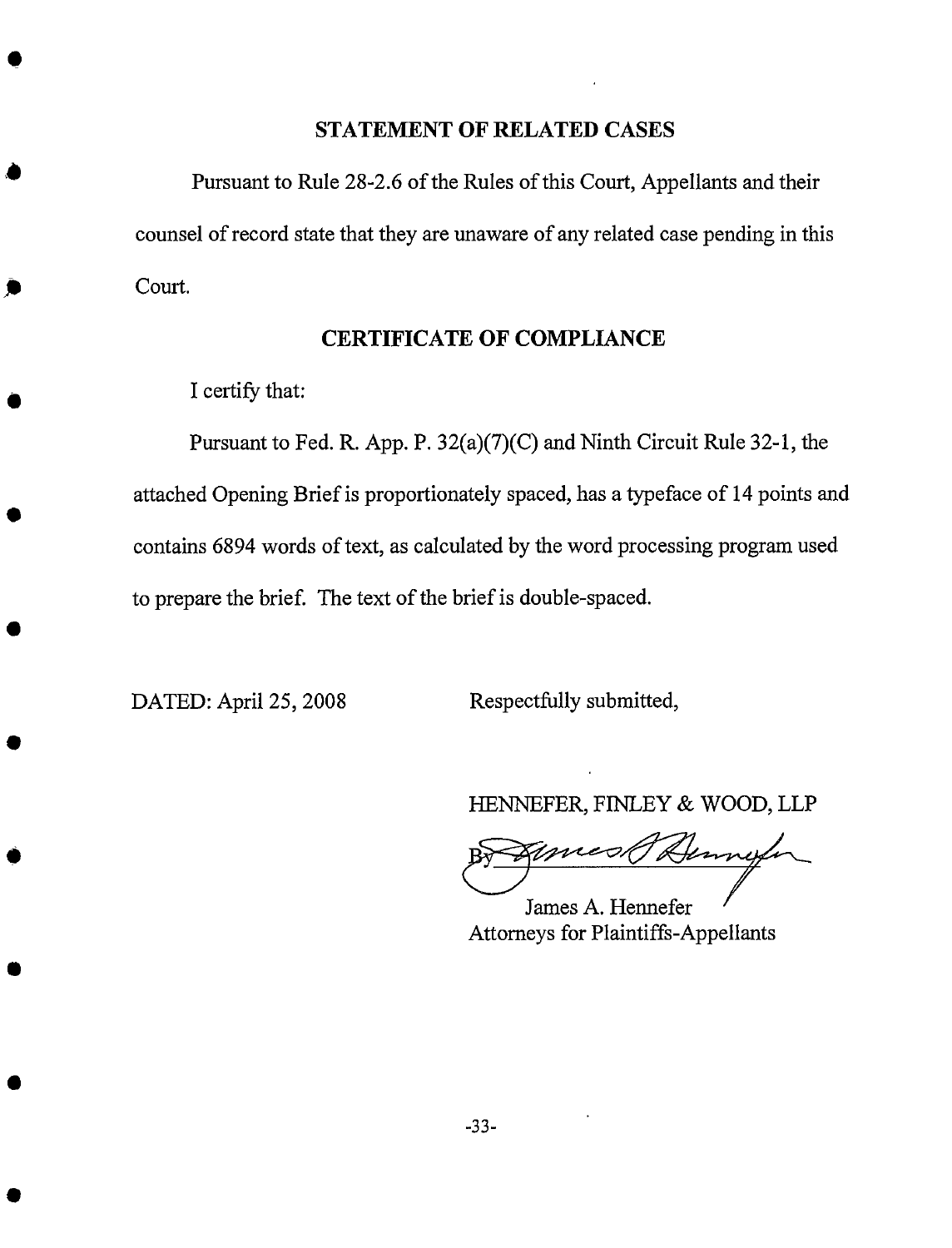## STATEMENT OF RELATED CASES

Pursuant to Rule 28-2.6 of the Rules of this Court, Appellants and their counsel of record state that they are unaware of any related case pending in this Court.

## CERTIFICATE OF COMPLIANCE

I certify that:

Pursuant to Fed. R. App. P. 32(a)(7)(C) and Ninth Circuit Rule 32-1, the attached Opening Brief is proportionately spaced, has a typeface of 14 points and contains 6894 words of text, as calculated by the word processing program used to prepare the brief. The text of the brief is double-spaced.

DATED: April 25, 2008

Respectfully submitted,

HENNEFER, FINLEY & WOOD, LLP

By [signature]

James A. Hennefer
Attorneys for Plaintiffs-Appellants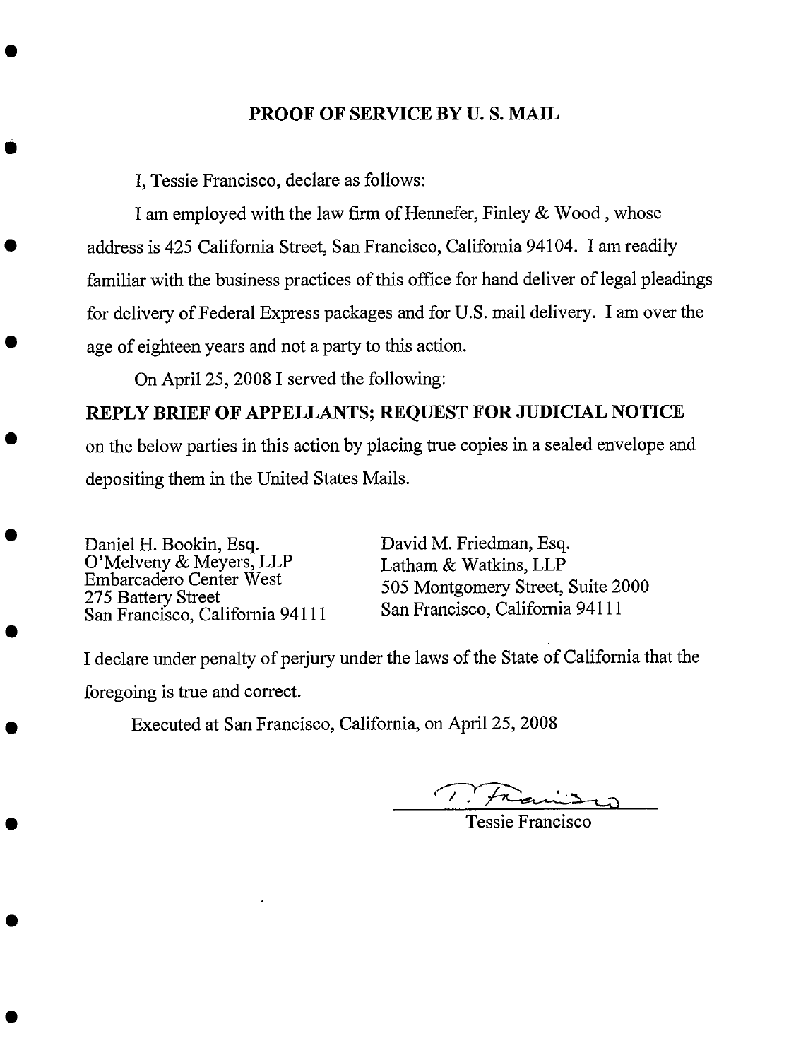## PROOF OF SERVICE BY U. S. MAIL

I, Tessie Francisco, declare as follows:

I am employed with the law firm of Hennefer, Finley & Wood , whose address is 425 California Street, San Francisco, California 94104. I am readily familiar with the business practices of this office for hand deliver of legal pleadings for delivery of Federal Express packages and for U.S. mail delivery. I am over the age of eighteen years and not a party to this action.

On April 25, 2008 I served the following:

**REPLY BRIEF OF APPELLANTS; REQUEST FOR JUDICIAL NOTICE**

on the below parties in this action by placing true copies in a sealed envelope and depositing them in the United States Mails.

Daniel H. Bookin, Esq.
O'Melveny & Meyers, LLP
Embarcadero Center West
275 Battery Street
San Francisco, California 94111

David M. Friedman, Esq.
Latham & Watkins, LLP
505 Montgomery Street, Suite 2000
San Francisco, California 94111

I declare under penalty of perjury under the laws of the State of California that the foregoing is true and correct.

Executed at San Francisco, California, on April 25, 2008

T. Francisco

Tessie Francisco